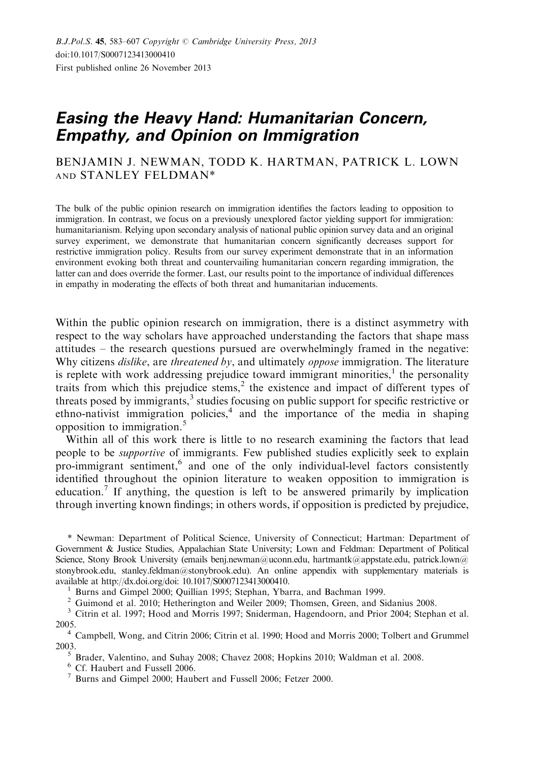B.J.Pol.S. 45, 583–607 Copyright © Cambridge University Press, 2013
doi:10.1017/S0007123413000410
First published online 26 November 2013

# *Easing the Heavy Hand: Humanitarian Concern, Empathy, and Opinion on Immigration*

BENJAMIN J. NEWMAN, TODD K. HARTMAN, PATRICK L. LOWN AND STANLEY FELDMAN*

The bulk of the public opinion research on immigration identifies the factors leading to opposition to immigration. In contrast, we focus on a previously unexplored factor yielding support for immigration: humanitarianism. Relying upon secondary analysis of national public opinion survey data and an original survey experiment, we demonstrate that humanitarian concern significantly decreases support for restrictive immigration policy. Results from our survey experiment demonstrate that in an information environment evoking both threat and countervailing humanitarian concern regarding immigration, the latter can and does override the former. Last, our results point to the importance of individual differences in empathy in moderating the effects of both threat and humanitarian inducements.

Within the public opinion research on immigration, there is a distinct asymmetry with respect to the way scholars have approached understanding the factors that shape mass attitudes – the research questions pursued are overwhelmingly framed in the negative: Why citizens *dislike*, are *threatened by*, and ultimately *oppose* immigration. The literature is replete with work addressing prejudice toward immigrant minorities,[1] the personality traits from which this prejudice stems,[2] the existence and impact of different types of threats posed by immigrants,[3] studies focusing on public support for specific restrictive or ethno-nativist immigration policies,[4] and the importance of the media in shaping opposition to immigration.[5]

Within all of this work there is little to no research examining the factors that lead people to be *supportive* of immigrants. Few published studies explicitly seek to explain pro-immigrant sentiment,[6] and one of the only individual-level factors consistently identified throughout the opinion literature to weaken opposition to immigration is education.[7] If anything, the question is left to be answered primarily by implication through inverting known findings; in others words, if opposition is predicted by prejudice,

\* Newman: Department of Political Science, University of Connecticut; Hartman: Department of Government & Justice Studies, Appalachian State University; Lown and Feldman: Department of Political Science, Stony Brook University (emails benj.newman@uconn.edu, hartmantk@appstate.edu, patrick.lown@stonybrook.edu, stanley.feldman@stonybrook.edu). An online appendix with supplementary materials is available at http://dx.doi.org/doi: 10.1017/S0007123413000410.

[1] Burns and Gimpel 2000; Quillian 1995; Stephan, Ybarra, and Bachman 1999.

[2] Guimond et al. 2010; Hetherington and Weiler 2009; Thomsen, Green, and Sidanius 2008.

[3] Citrin et al. 1997; Hood and Morris 1997; Sniderman, Hagendoorn, and Prior 2004; Stephan et al. 2005.

[4] Campbell, Wong, and Citrin 2006; Citrin et al. 1990; Hood and Morris 2000; Tolbert and Grummel 2003.

[5] Brader, Valentino, and Suhay 2008; Chavez 2008; Hopkins 2010; Waldman et al. 2008.

[6] Cf. Haubert and Fussell 2006.

[7] Burns and Gimpel 2000; Haubert and Fussell 2006; Fetzer 2000.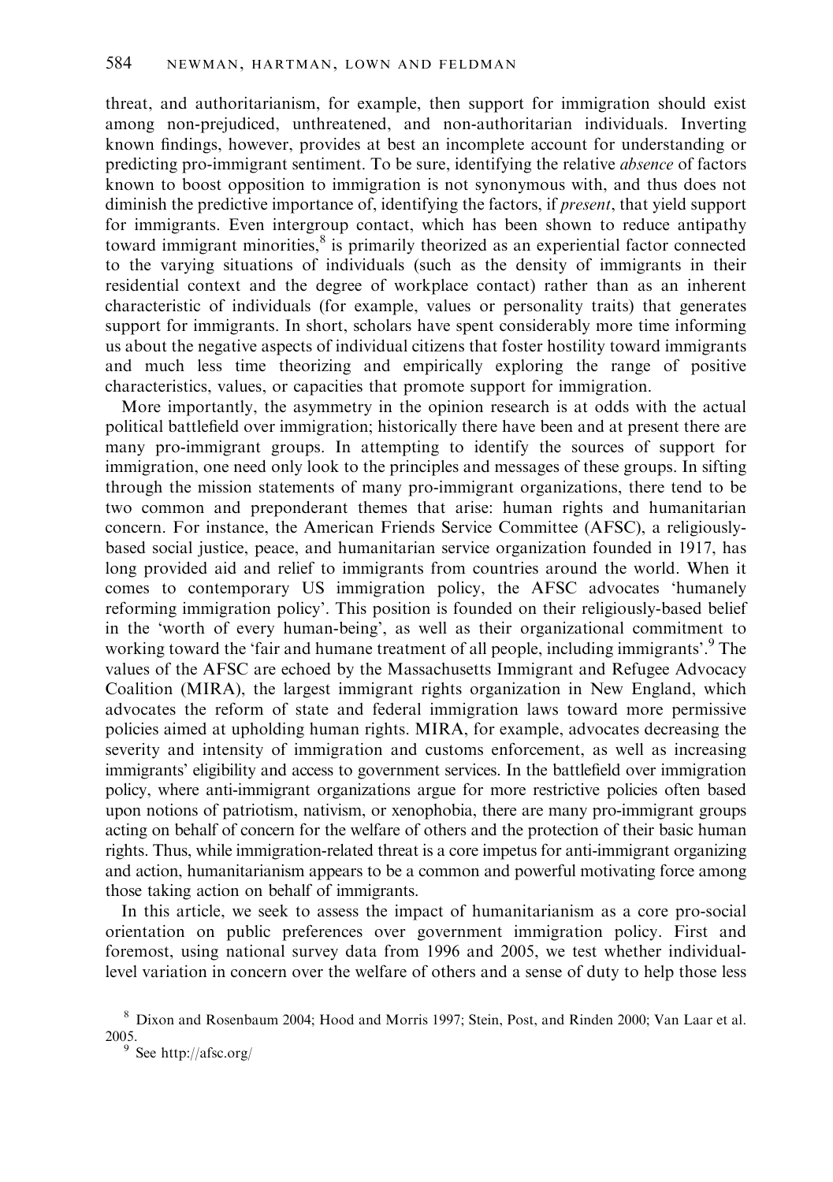threat, and authoritarianism, for example, then support for immigration should exist among non-prejudiced, unthreatened, and non-authoritarian individuals. Inverting known findings, however, provides at best an incomplete account for understanding or predicting pro-immigrant sentiment. To be sure, identifying the relative *absence* of factors known to boost opposition to immigration is not synonymous with, and thus does not diminish the predictive importance of, identifying the factors, if *present*, that yield support for immigrants. Even intergroup contact, which has been shown to reduce antipathy toward immigrant minorities,[8] is primarily theorized as an experiential factor connected to the varying situations of individuals (such as the density of immigrants in their residential context and the degree of workplace contact) rather than as an inherent characteristic of individuals (for example, values or personality traits) that generates support for immigrants. In short, scholars have spent considerably more time informing us about the negative aspects of individual citizens that foster hostility toward immigrants and much less time theorizing and empirically exploring the range of positive characteristics, values, or capacities that promote support for immigration.

More importantly, the asymmetry in the opinion research is at odds with the actual political battlefield over immigration; historically there have been and at present there are many pro-immigrant groups. In attempting to identify the sources of support for immigration, one need only look to the principles and messages of these groups. In sifting through the mission statements of many pro-immigrant organizations, there tend to be two common and preponderant themes that arise: human rights and humanitarian concern. For instance, the American Friends Service Committee (AFSC), a religiously-based social justice, peace, and humanitarian service organization founded in 1917, has long provided aid and relief to immigrants from countries around the world. When it comes to contemporary US immigration policy, the AFSC advocates 'humanely reforming immigration policy'. This position is founded on their religiously-based belief in the 'worth of every human-being', as well as their organizational commitment to working toward the 'fair and humane treatment of all people, including immigrants'.[9] The values of the AFSC are echoed by the Massachusetts Immigrant and Refugee Advocacy Coalition (MIRA), the largest immigrant rights organization in New England, which advocates the reform of state and federal immigration laws toward more permissive policies aimed at upholding human rights. MIRA, for example, advocates decreasing the severity and intensity of immigration and customs enforcement, as well as increasing immigrants' eligibility and access to government services. In the battlefield over immigration policy, where anti-immigrant organizations argue for more restrictive policies often based upon notions of patriotism, nativism, or xenophobia, there are many pro-immigrant groups acting on behalf of concern for the welfare of others and the protection of their basic human rights. Thus, while immigration-related threat is a core impetus for anti-immigrant organizing and action, humanitarianism appears to be a common and powerful motivating force among those taking action on behalf of immigrants.

In this article, we seek to assess the impact of humanitarianism as a core pro-social orientation on public preferences over government immigration policy. First and foremost, using national survey data from 1996 and 2005, we test whether individual-level variation in concern over the welfare of others and a sense of duty to help those less

[8] Dixon and Rosenbaum 2004; Hood and Morris 1997; Stein, Post, and Rinden 2000; Van Laar et al. 2005.

[9] See http://afsc.org/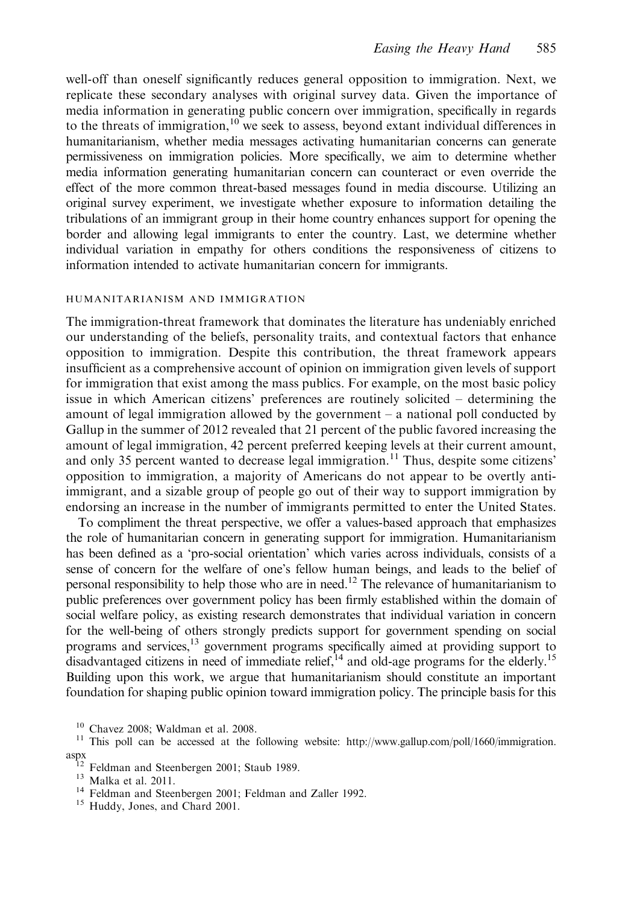well-off than oneself significantly reduces general opposition to immigration. Next, we replicate these secondary analyses with original survey data. Given the importance of media information in generating public concern over immigration, specifically in regards to the threats of immigration,[10] we seek to assess, beyond extant individual differences in humanitarianism, whether media messages activating humanitarian concerns can generate permissiveness on immigration policies. More specifically, we aim to determine whether media information generating humanitarian concern can counteract or even override the effect of the more common threat-based messages found in media discourse. Utilizing an original survey experiment, we investigate whether exposure to information detailing the tribulations of an immigrant group in their home country enhances support for opening the border and allowing legal immigrants to enter the country. Last, we determine whether individual variation in empathy for others conditions the responsiveness of citizens to information intended to activate humanitarian concern for immigrants.

## HUMANITARIANISM AND IMMIGRATION

The immigration-threat framework that dominates the literature has undeniably enriched our understanding of the beliefs, personality traits, and contextual factors that enhance opposition to immigration. Despite this contribution, the threat framework appears insufficient as a comprehensive account of opinion on immigration given levels of support for immigration that exist among the mass publics. For example, on the most basic policy issue in which American citizens' preferences are routinely solicited – determining the amount of legal immigration allowed by the government – a national poll conducted by Gallup in the summer of 2012 revealed that 21 percent of the public favored increasing the amount of legal immigration, 42 percent preferred keeping levels at their current amount, and only 35 percent wanted to decrease legal immigration.[11] Thus, despite some citizens' opposition to immigration, a majority of Americans do not appear to be overtly anti-immigrant, and a sizable group of people go out of their way to support immigration by endorsing an increase in the number of immigrants permitted to enter the United States.

To compliment the threat perspective, we offer a values-based approach that emphasizes the role of humanitarian concern in generating support for immigration. Humanitarianism has been defined as a 'pro-social orientation' which varies across individuals, consists of a sense of concern for the welfare of one's fellow human beings, and leads to the belief of personal responsibility to help those who are in need.[12] The relevance of humanitarianism to public preferences over government policy has been firmly established within the domain of social welfare policy, as existing research demonstrates that individual variation in concern for the well-being of others strongly predicts support for government spending on social programs and services,[13] government programs specifically aimed at providing support to disadvantaged citizens in need of immediate relief,[14] and old-age programs for the elderly.[15] Building upon this work, we argue that humanitarianism should constitute an important foundation for shaping public opinion toward immigration policy. The principle basis for this

[10] Chavez 2008; Waldman et al. 2008.

[11] This poll can be accessed at the following website: http://www.gallup.com/poll/1660/immigration.aspx

[12] Feldman and Steenbergen 2001; Staub 1989.

[13] Malka et al. 2011.

[14] Feldman and Steenbergen 2001; Feldman and Zaller 1992.

[15] Huddy, Jones, and Chard 2001.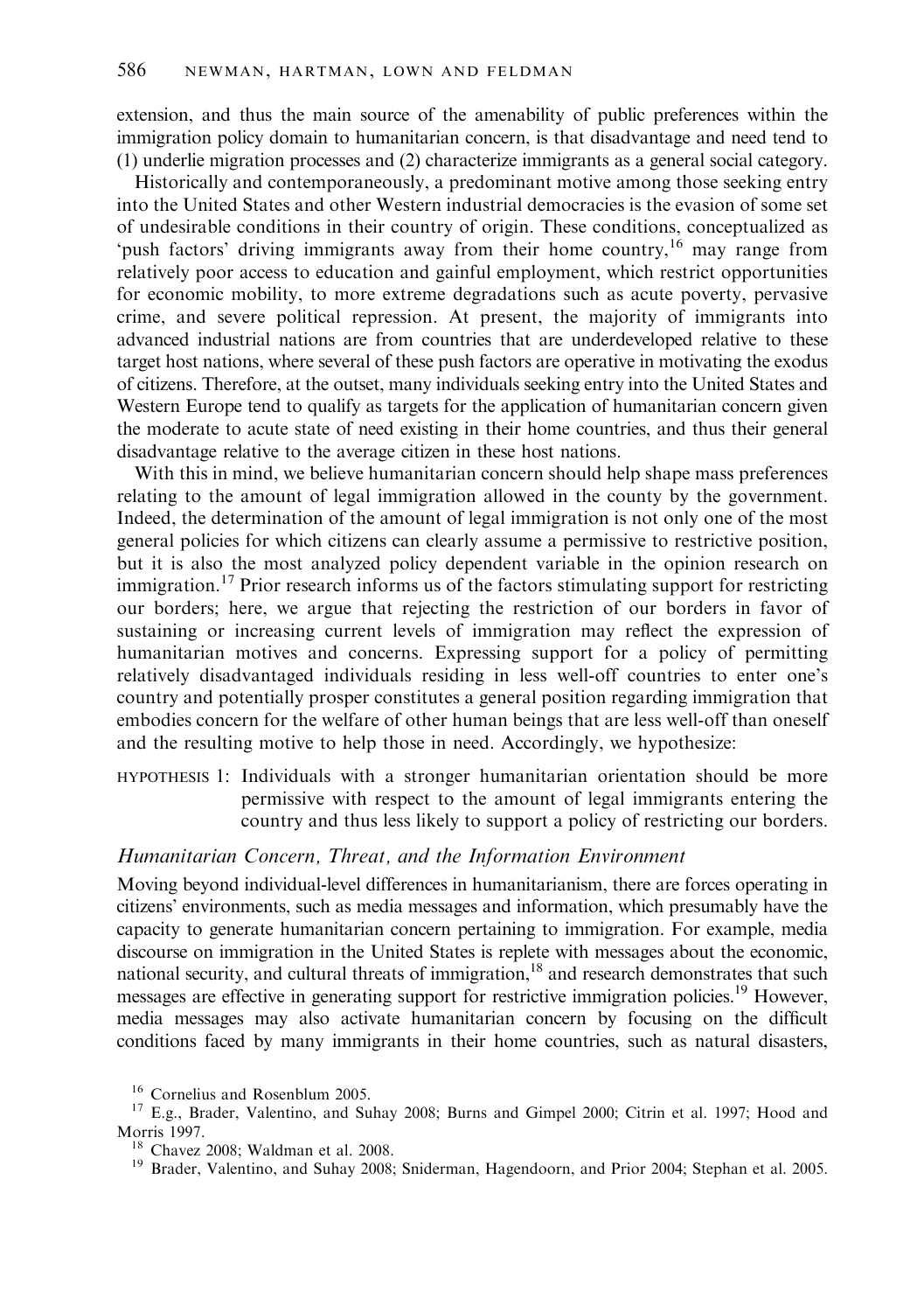extension, and thus the main source of the amenability of public preferences within the immigration policy domain to humanitarian concern, is that disadvantage and need tend to (1) underlie migration processes and (2) characterize immigrants as a general social category.

Historically and contemporaneously, a predominant motive among those seeking entry into the United States and other Western industrial democracies is the evasion of some set of undesirable conditions in their country of origin. These conditions, conceptualized as 'push factors' driving immigrants away from their home country,[16] may range from relatively poor access to education and gainful employment, which restrict opportunities for economic mobility, to more extreme degradations such as acute poverty, pervasive crime, and severe political repression. At present, the majority of immigrants into advanced industrial nations are from countries that are underdeveloped relative to these target host nations, where several of these push factors are operative in motivating the exodus of citizens. Therefore, at the outset, many individuals seeking entry into the United States and Western Europe tend to qualify as targets for the application of humanitarian concern given the moderate to acute state of need existing in their home countries, and thus their general disadvantage relative to the average citizen in these host nations.

With this in mind, we believe humanitarian concern should help shape mass preferences relating to the amount of legal immigration allowed in the county by the government. Indeed, the determination of the amount of legal immigration is not only one of the most general policies for which citizens can clearly assume a permissive to restrictive position, but it is also the most analyzed policy dependent variable in the opinion research on immigration.[17] Prior research informs us of the factors stimulating support for restricting our borders; here, we argue that rejecting the restriction of our borders in favor of sustaining or increasing current levels of immigration may reflect the expression of humanitarian motives and concerns. Expressing support for a policy of permitting relatively disadvantaged individuals residing in less well-off countries to enter one's country and potentially prosper constitutes a general position regarding immigration that embodies concern for the welfare of other human beings that are less well-off than oneself and the resulting motive to help those in need. Accordingly, we hypothesize:

HYPOTHESIS 1: Individuals with a stronger humanitarian orientation should be more permissive with respect to the amount of legal immigrants entering the country and thus less likely to support a policy of restricting our borders.

### *Humanitarian Concern, Threat, and the Information Environment*

Moving beyond individual-level differences in humanitarianism, there are forces operating in citizens' environments, such as media messages and information, which presumably have the capacity to generate humanitarian concern pertaining to immigration. For example, media discourse on immigration in the United States is replete with messages about the economic, national security, and cultural threats of immigration,[18] and research demonstrates that such messages are effective in generating support for restrictive immigration policies.[19] However, media messages may also activate humanitarian concern by focusing on the difficult conditions faced by many immigrants in their home countries, such as natural disasters,

[16] Cornelius and Rosenblum 2005.

[17] E.g., Brader, Valentino, and Suhay 2008; Burns and Gimpel 2000; Citrin et al. 1997; Hood and Morris 1997.

[18] Chavez 2008; Waldman et al. 2008.

[19] Brader, Valentino, and Suhay 2008; Sniderman, Hagendoorn, and Prior 2004; Stephan et al. 2005.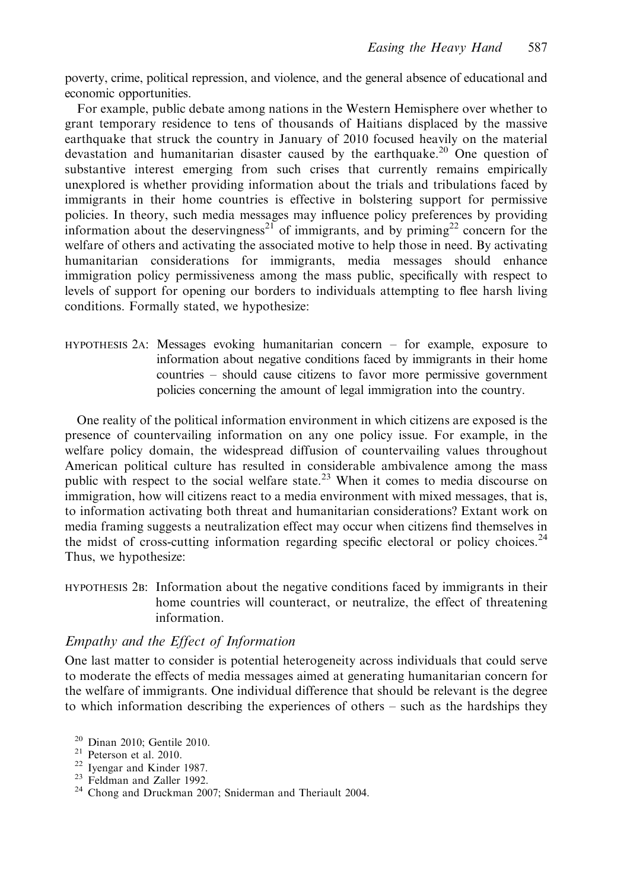poverty, crime, political repression, and violence, and the general absence of educational and economic opportunities.

For example, public debate among nations in the Western Hemisphere over whether to grant temporary residence to tens of thousands of Haitians displaced by the massive earthquake that struck the country in January of 2010 focused heavily on the material devastation and humanitarian disaster caused by the earthquake.[20] One question of substantive interest emerging from such crises that currently remains empirically unexplored is whether providing information about the trials and tribulations faced by immigrants in their home countries is effective in bolstering support for permissive policies. In theory, such media messages may influence policy preferences by providing information about the deservingness[21] of immigrants, and by priming[22] concern for the welfare of others and activating the associated motive to help those in need. By activating humanitarian considerations for immigrants, media messages should enhance immigration policy permissiveness among the mass public, specifically with respect to levels of support for opening our borders to individuals attempting to flee harsh living conditions. Formally stated, we hypothesize:

HYPOTHESIS 2A: Messages evoking humanitarian concern – for example, exposure to information about negative conditions faced by immigrants in their home countries – should cause citizens to favor more permissive government policies concerning the amount of legal immigration into the country.

One reality of the political information environment in which citizens are exposed is the presence of countervailing information on any one policy issue. For example, in the welfare policy domain, the widespread diffusion of countervailing values throughout American political culture has resulted in considerable ambivalence among the mass public with respect to the social welfare state.[23] When it comes to media discourse on immigration, how will citizens react to a media environment with mixed messages, that is, to information activating both threat and humanitarian considerations? Extant work on media framing suggests a neutralization effect may occur when citizens find themselves in the midst of cross-cutting information regarding specific electoral or policy choices.[24] Thus, we hypothesize:

HYPOTHESIS 2B: Information about the negative conditions faced by immigrants in their home countries will counteract, or neutralize, the effect of threatening information.

### *Empathy and the Effect of Information*

One last matter to consider is potential heterogeneity across individuals that could serve to moderate the effects of media messages aimed at generating humanitarian concern for the welfare of immigrants. One individual difference that should be relevant is the degree to which information describing the experiences of others – such as the hardships they

[20] Dinan 2010; Gentile 2010.

[21] Peterson et al. 2010.

[22] Iyengar and Kinder 1987.

[23] Feldman and Zaller 1992.

[24] Chong and Druckman 2007; Sniderman and Theriault 2004.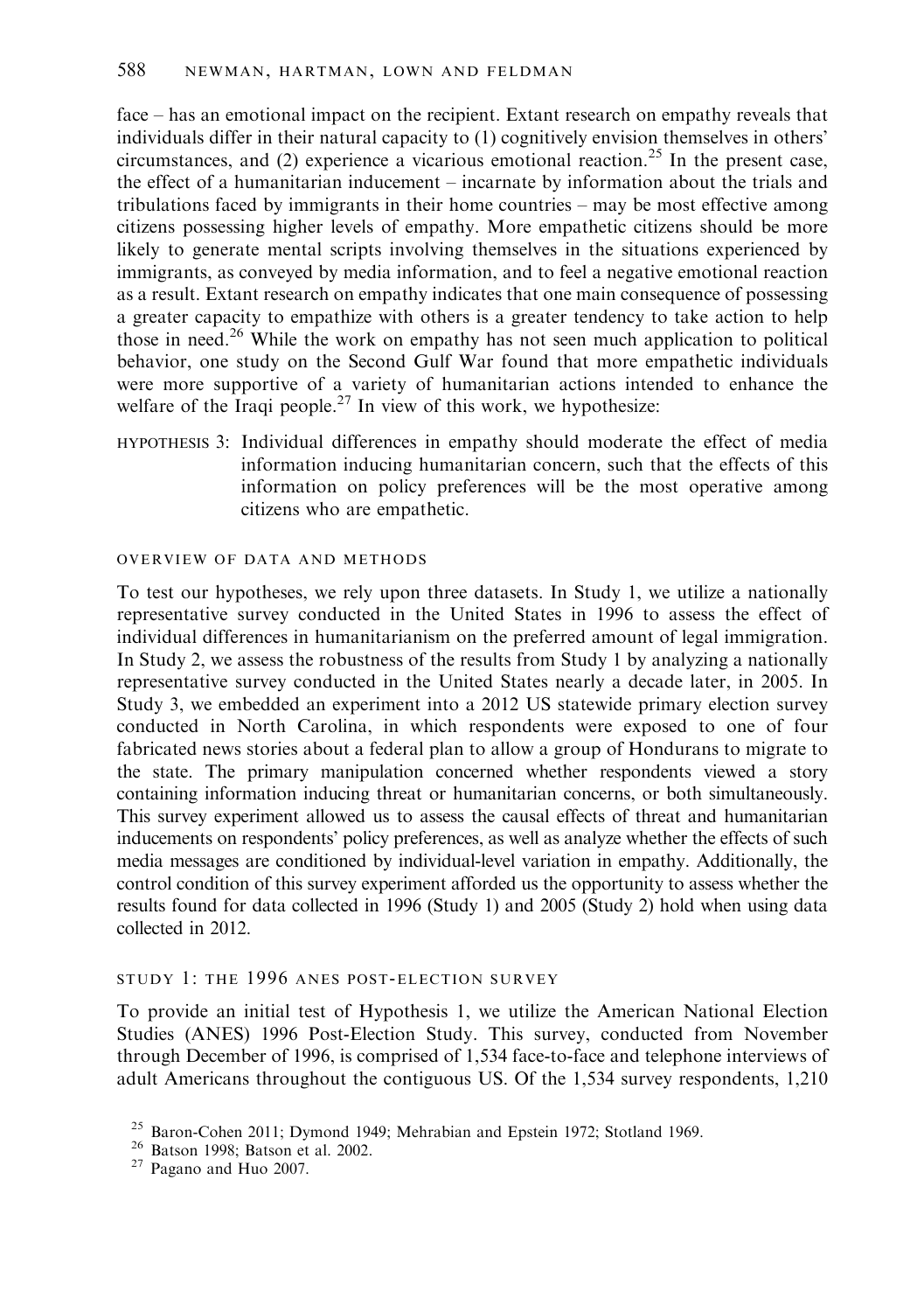face – has an emotional impact on the recipient. Extant research on empathy reveals that individuals differ in their natural capacity to (1) cognitively envision themselves in others' circumstances, and (2) experience a vicarious emotional reaction.[25] In the present case, the effect of a humanitarian inducement – incarnate by information about the trials and tribulations faced by immigrants in their home countries – may be most effective among citizens possessing higher levels of empathy. More empathetic citizens should be more likely to generate mental scripts involving themselves in the situations experienced by immigrants, as conveyed by media information, and to feel a negative emotional reaction as a result. Extant research on empathy indicates that one main consequence of possessing a greater capacity to empathize with others is a greater tendency to take action to help those in need.[26] While the work on empathy has not seen much application to political behavior, one study on the Second Gulf War found that more empathetic individuals were more supportive of a variety of humanitarian actions intended to enhance the welfare of the Iraqi people.[27] In view of this work, we hypothesize:

HYPOTHESIS 3: Individual differences in empathy should moderate the effect of media information inducing humanitarian concern, such that the effects of this information on policy preferences will be the most operative among citizens who are empathetic.

## OVERVIEW OF DATA AND METHODS

To test our hypotheses, we rely upon three datasets. In Study 1, we utilize a nationally representative survey conducted in the United States in 1996 to assess the effect of individual differences in humanitarianism on the preferred amount of legal immigration. In Study 2, we assess the robustness of the results from Study 1 by analyzing a nationally representative survey conducted in the United States nearly a decade later, in 2005. In Study 3, we embedded an experiment into a 2012 US statewide primary election survey conducted in North Carolina, in which respondents were exposed to one of four fabricated news stories about a federal plan to allow a group of Hondurans to migrate to the state. The primary manipulation concerned whether respondents viewed a story containing information inducing threat or humanitarian concerns, or both simultaneously. This survey experiment allowed us to assess the causal effects of threat and humanitarian inducements on respondents' policy preferences, as well as analyze whether the effects of such media messages are conditioned by individual-level variation in empathy. Additionally, the control condition of this survey experiment afforded us the opportunity to assess whether the results found for data collected in 1996 (Study 1) and 2005 (Study 2) hold when using data collected in 2012.

## STUDY 1: THE 1996 ANES POST-ELECTION SURVEY

To provide an initial test of Hypothesis 1, we utilize the American National Election Studies (ANES) 1996 Post-Election Study. This survey, conducted from November through December of 1996, is comprised of 1,534 face-to-face and telephone interviews of adult Americans throughout the contiguous US. Of the 1,534 survey respondents, 1,210

[25] Baron-Cohen 2011; Dymond 1949; Mehrabian and Epstein 1972; Stotland 1969.

[26] Batson 1998; Batson et al. 2002.

[27] Pagano and Huo 2007.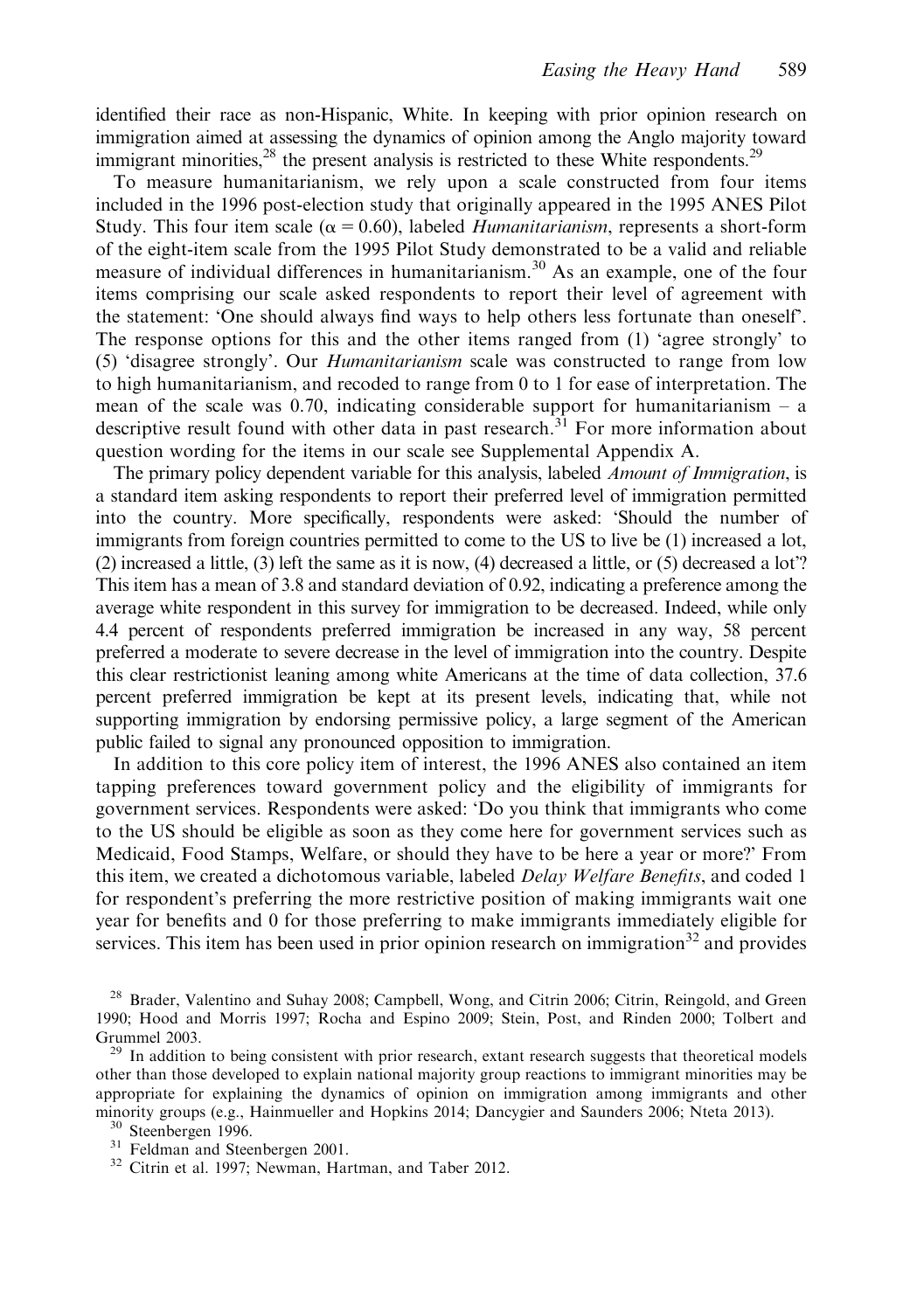identified their race as non-Hispanic, White. In keeping with prior opinion research on immigration aimed at assessing the dynamics of opinion among the Anglo majority toward immigrant minorities,[28] the present analysis is restricted to these White respondents.[29]

To measure humanitarianism, we rely upon a scale constructed from four items included in the 1996 post-election study that originally appeared in the 1995 ANES Pilot Study. This four item scale ($\alpha = 0.60$), labeled *Humanitarianism*, represents a short-form of the eight-item scale from the 1995 Pilot Study demonstrated to be a valid and reliable measure of individual differences in humanitarianism.[30] As an example, one of the four items comprising our scale asked respondents to report their level of agreement with the statement: 'One should always find ways to help others less fortunate than oneself'. The response options for this and the other items ranged from (1) 'agree strongly' to (5) 'disagree strongly'. Our *Humanitarianism* scale was constructed to range from low to high humanitarianism, and recoded to range from 0 to 1 for ease of interpretation. The mean of the scale was 0.70, indicating considerable support for humanitarianism – a descriptive result found with other data in past research.[31] For more information about question wording for the items in our scale see Supplemental Appendix A.

The primary policy dependent variable for this analysis, labeled *Amount of Immigration*, is a standard item asking respondents to report their preferred level of immigration permitted into the country. More specifically, respondents were asked: 'Should the number of immigrants from foreign countries permitted to come to the US to live be (1) increased a lot, (2) increased a little, (3) left the same as it is now, (4) decreased a little, or (5) decreased a lot'? This item has a mean of 3.8 and standard deviation of 0.92, indicating a preference among the average white respondent in this survey for immigration to be decreased. Indeed, while only 4.4 percent of respondents preferred immigration be increased in any way, 58 percent preferred a moderate to severe decrease in the level of immigration into the country. Despite this clear restrictionist leaning among white Americans at the time of data collection, 37.6 percent preferred immigration be kept at its present levels, indicating that, while not supporting immigration by endorsing permissive policy, a large segment of the American public failed to signal any pronounced opposition to immigration.

In addition to this core policy item of interest, the 1996 ANES also contained an item tapping preferences toward government policy and the eligibility of immigrants for government services. Respondents were asked: 'Do you think that immigrants who come to the US should be eligible as soon as they come here for government services such as Medicaid, Food Stamps, Welfare, or should they have to be here a year or more?' From this item, we created a dichotomous variable, labeled *Delay Welfare Benefits*, and coded 1 for respondent's preferring the more restrictive position of making immigrants wait one year for benefits and 0 for those preferring to make immigrants immediately eligible for services. This item has been used in prior opinion research on immigration[32] and provides

[28] Brader, Valentino and Suhay 2008; Campbell, Wong, and Citrin 2006; Citrin, Reingold, and Green 1990; Hood and Morris 1997; Rocha and Espino 2009; Stein, Post, and Rinden 2000; Tolbert and Grummel 2003.

[29] In addition to being consistent with prior research, extant research suggests that theoretical models other than those developed to explain national majority group reactions to immigrant minorities may be appropriate for explaining the dynamics of opinion on immigration among immigrants and other minority groups (e.g., Hainmueller and Hopkins 2014; Dancygier and Saunders 2006; Nteta 2013).

[30] Steenbergen 1996.

[31] Feldman and Steenbergen 2001.

[32] Citrin et al. 1997; Newman, Hartman, and Taber 2012.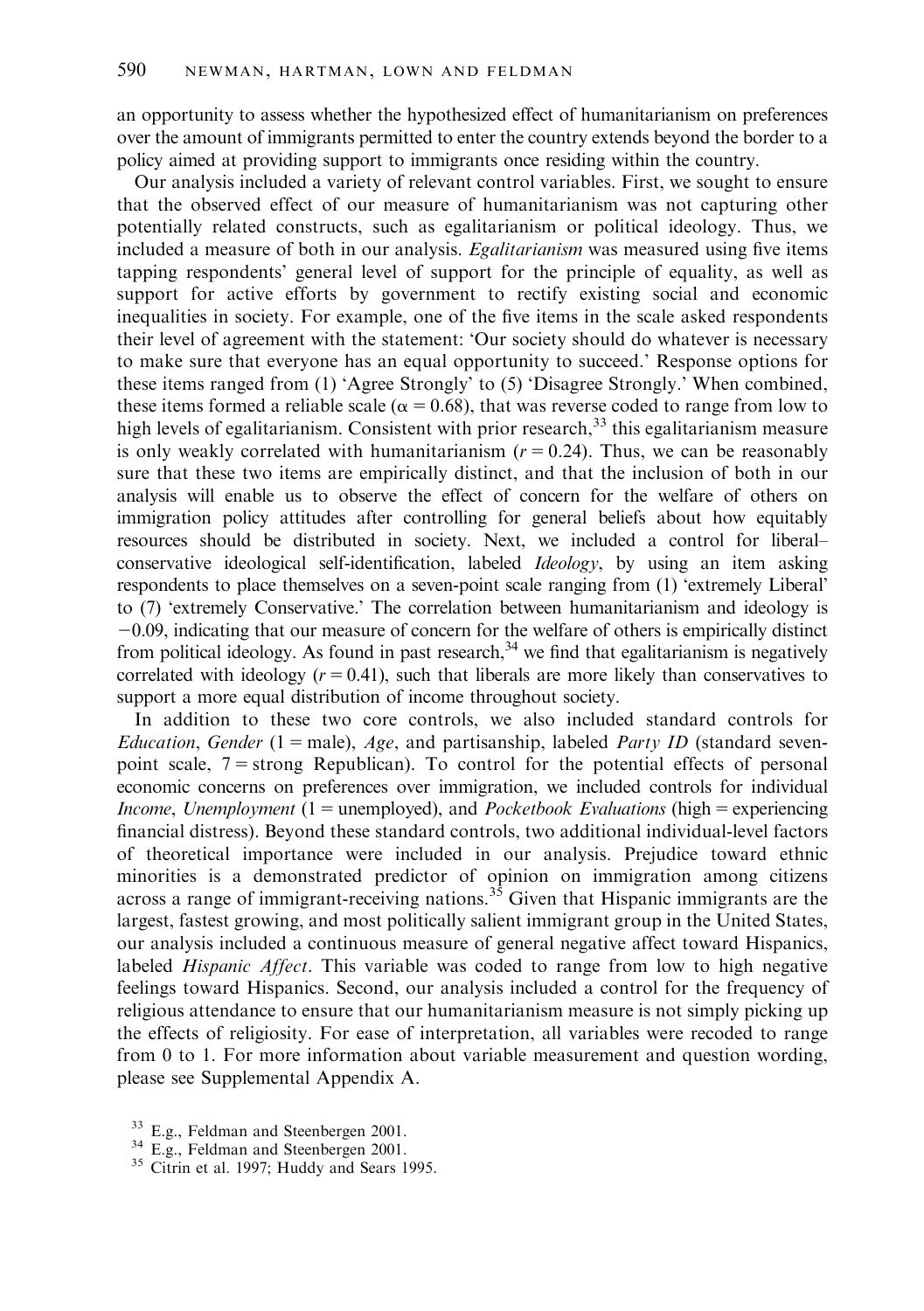an opportunity to assess whether the hypothesized effect of humanitarianism on preferences over the amount of immigrants permitted to enter the country extends beyond the border to a policy aimed at providing support to immigrants once residing within the country.

Our analysis included a variety of relevant control variables. First, we sought to ensure that the observed effect of our measure of humanitarianism was not capturing other potentially related constructs, such as egalitarianism or political ideology. Thus, we included a measure of both in our analysis. *Egalitarianism* was measured using five items tapping respondents' general level of support for the principle of equality, as well as support for active efforts by government to rectify existing social and economic inequalities in society. For example, one of the five items in the scale asked respondents their level of agreement with the statement: 'Our society should do whatever is necessary to make sure that everyone has an equal opportunity to succeed.' Response options for these items ranged from (1) 'Agree Strongly' to (5) 'Disagree Strongly.' When combined, these items formed a reliable scale ($\alpha = 0.68$), that was reverse coded to range from low to high levels of egalitarianism. Consistent with prior research,[33] this egalitarianism measure is only weakly correlated with humanitarianism ($r = 0.24$). Thus, we can be reasonably sure that these two items are empirically distinct, and that the inclusion of both in our analysis will enable us to observe the effect of concern for the welfare of others on immigration policy attitudes after controlling for general beliefs about how equitably resources should be distributed in society. Next, we included a control for liberal–conservative ideological self-identification, labeled *Ideology*, by using an item asking respondents to place themselves on a seven-point scale ranging from (1) 'extremely Liberal' to (7) 'extremely Conservative.' The correlation between humanitarianism and ideology is $-0.09$, indicating that our measure of concern for the welfare of others is empirically distinct from political ideology. As found in past research,[34] we find that egalitarianism is negatively correlated with ideology ($r = 0.41$), such that liberals are more likely than conservatives to support a more equal distribution of income throughout society.

In addition to these two core controls, we also included standard controls for *Education*, *Gender* (1 = male), *Age*, and partisanship, labeled *Party ID* (standard seven-point scale, 7 = strong Republican). To control for the potential effects of personal economic concerns on preferences over immigration, we included controls for individual *Income*, *Unemployment* (1 = unemployed), and *Pocketbook Evaluations* (high = experiencing financial distress). Beyond these standard controls, two additional individual-level factors of theoretical importance were included in our analysis. Prejudice toward ethnic minorities is a demonstrated predictor of opinion on immigration among citizens across a range of immigrant-receiving nations.[35] Given that Hispanic immigrants are the largest, fastest growing, and most politically salient immigrant group in the United States, our analysis included a continuous measure of general negative affect toward Hispanics, labeled *Hispanic Affect*. This variable was coded to range from low to high negative feelings toward Hispanics. Second, our analysis included a control for the frequency of religious attendance to ensure that our humanitarianism measure is not simply picking up the effects of religiosity. For ease of interpretation, all variables were recoded to range from 0 to 1. For more information about variable measurement and question wording, please see Supplemental Appendix A.

[33] E.g., Feldman and Steenbergen 2001.
[34] E.g., Feldman and Steenbergen 2001.
[35] Citrin et al. 1997; Huddy and Sears 1995.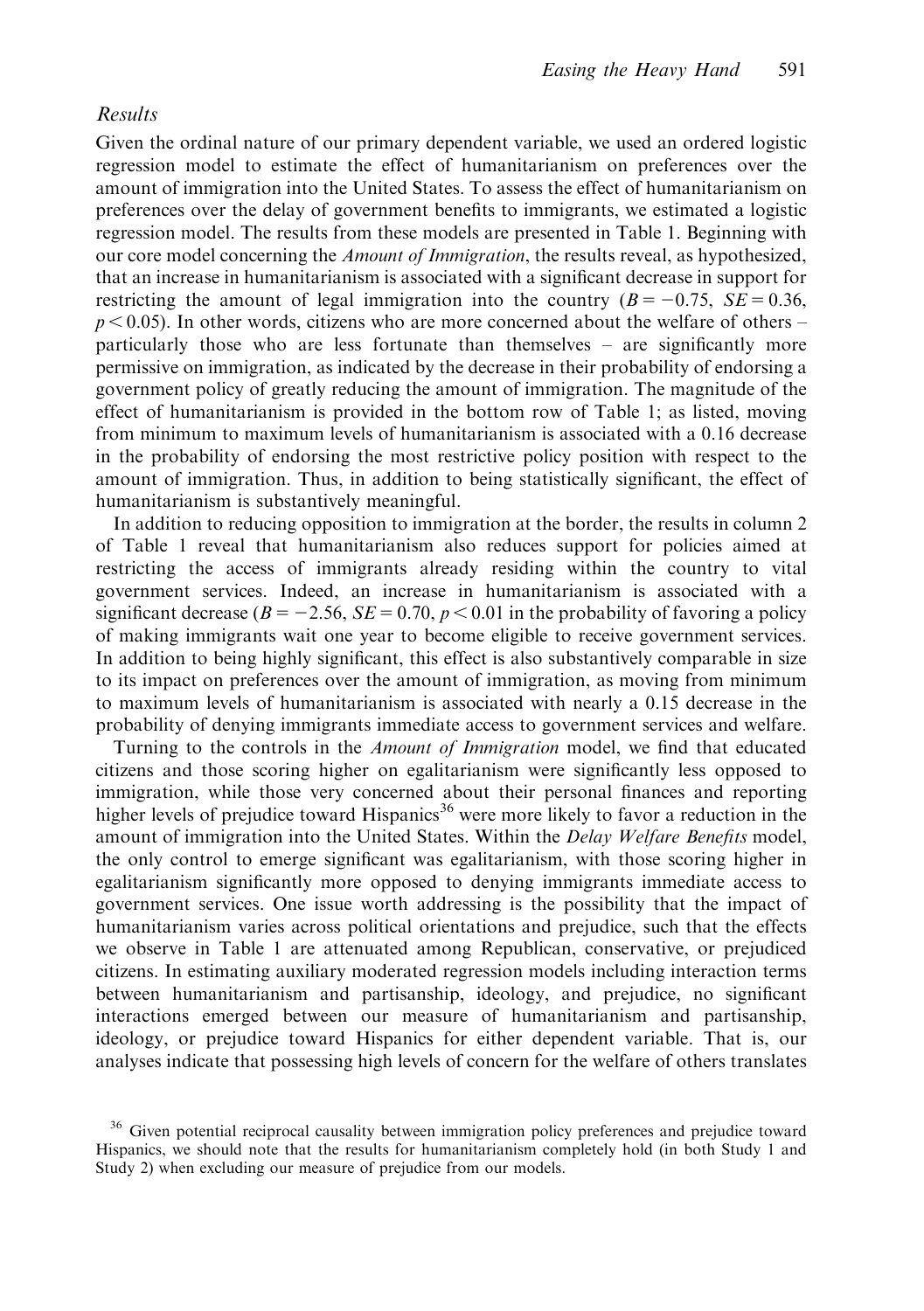### *Results*

Given the ordinal nature of our primary dependent variable, we used an ordered logistic regression model to estimate the effect of humanitarianism on preferences over the amount of immigration into the United States. To assess the effect of humanitarianism on preferences over the delay of government benefits to immigrants, we estimated a logistic regression model. The results from these models are presented in Table 1. Beginning with our core model concerning the *Amount of Immigration*, the results reveal, as hypothesized, that an increase in humanitarianism is associated with a significant decrease in support for restricting the amount of legal immigration into the country ($B = -0.75$, $SE = 0.36$, $p < 0.05$). In other words, citizens who are more concerned about the welfare of others – particularly those who are less fortunate than themselves – are significantly more permissive on immigration, as indicated by the decrease in their probability of endorsing a government policy of greatly reducing the amount of immigration. The magnitude of the effect of humanitarianism is provided in the bottom row of Table 1; as listed, moving from minimum to maximum levels of humanitarianism is associated with a 0.16 decrease in the probability of endorsing the most restrictive policy position with respect to the amount of immigration. Thus, in addition to being statistically significant, the effect of humanitarianism is substantively meaningful.

In addition to reducing opposition to immigration at the border, the results in column 2 of Table 1 reveal that humanitarianism also reduces support for policies aimed at restricting the access of immigrants already residing within the country to vital government services. Indeed, an increase in humanitarianism is associated with a significant decrease ($B = -2.56$, $SE = 0.70$, $p < 0.01$ in the probability of favoring a policy of making immigrants wait one year to become eligible to receive government services. In addition to being highly significant, this effect is also substantively comparable in size to its impact on preferences over the amount of immigration, as moving from minimum to maximum levels of humanitarianism is associated with nearly a 0.15 decrease in the probability of denying immigrants immediate access to government services and welfare.

Turning to the controls in the *Amount of Immigration* model, we find that educated citizens and those scoring higher on egalitarianism were significantly less opposed to immigration, while those very concerned about their personal finances and reporting higher levels of prejudice toward Hispanics[36] were more likely to favor a reduction in the amount of immigration into the United States. Within the *Delay Welfare Benefits* model, the only control to emerge significant was egalitarianism, with those scoring higher in egalitarianism significantly more opposed to denying immigrants immediate access to government services. One issue worth addressing is the possibility that the impact of humanitarianism varies across political orientations and prejudice, such that the effects we observe in Table 1 are attenuated among Republican, conservative, or prejudiced citizens. In estimating auxiliary moderated regression models including interaction terms between humanitarianism and partisanship, ideology, and prejudice, no significant interactions emerged between our measure of humanitarianism and partisanship, ideology, or prejudice toward Hispanics for either dependent variable. That is, our analyses indicate that possessing high levels of concern for the welfare of others translates

[36] Given potential reciprocal causality between immigration policy preferences and prejudice toward Hispanics, we should note that the results for humanitarianism completely hold (in both Study 1 and Study 2) when excluding our measure of prejudice from our models.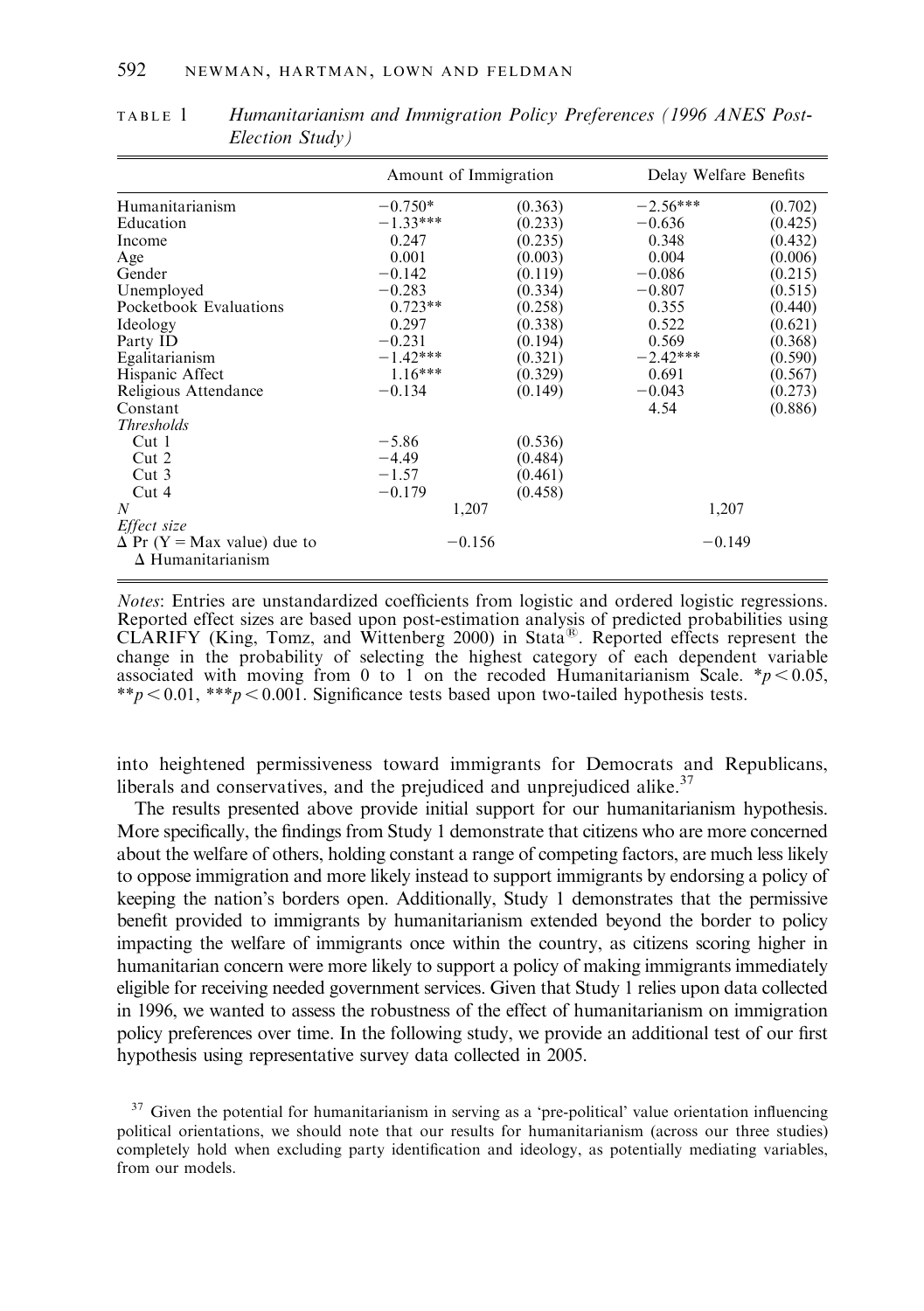TABLE 1 *Humanitarianism and Immigration Policy Preferences (1996 ANES Post-Election Study)*

| | Amount of Immigration | | Delay Welfare Benefits | |
|---|---|---|---|---|
| Humanitarianism | −0.750* | (0.363) | −2.56*** | (0.702) |
| Education | −1.33*** | (0.233) | −0.636 | (0.425) |
| Income | 0.247 | (0.235) | 0.348 | (0.432) |
| Age | 0.001 | (0.003) | 0.004 | (0.006) |
| Gender | −0.142 | (0.119) | −0.086 | (0.215) |
| Unemployed | −0.283 | (0.334) | −0.807 | (0.515) |
| Pocketbook Evaluations | 0.723** | (0.258) | 0.355 | (0.440) |
| Ideology | 0.297 | (0.338) | 0.522 | (0.621) |
| Party ID | −0.231 | (0.194) | 0.569 | (0.368) |
| Egalitarianism | −1.42*** | (0.321) | −2.42*** | (0.590) |
| Hispanic Affect | 1.16*** | (0.329) | 0.691 | (0.567) |
| Religious Attendance | −0.134 | (0.149) | −0.043 | (0.273) |
| Constant | | | 4.54 | (0.886) |
| *Thresholds* | | | | |
| Cut 1 | −5.86 | (0.536) | | |
| Cut 2 | −4.49 | (0.484) | | |
| Cut 3 | −1.57 | (0.461) | | |
| Cut 4 | −0.179 | (0.458) | | |
| $N$ | 1,207 | | 1,207 | |
| *Effect size* | | | | |
| $\Delta$ Pr (Y = Max value) due to $\Delta$ Humanitarianism | −0.156 | | −0.149 | |

*Notes*: Entries are unstandardized coefficients from logistic and ordered logistic regressions. Reported effect sizes are based upon post-estimation analysis of predicted probabilities using CLARIFY (King, Tomz, and Wittenberg 2000) in Stata®. Reported effects represent the change in the probability of selecting the highest category of each dependent variable associated with moving from 0 to 1 on the recoded Humanitarianism Scale. *$p < 0.05$, **$p < 0.01$, ***$p < 0.001$. Significance tests based upon two-tailed hypothesis tests.

into heightened permissiveness toward immigrants for Democrats and Republicans, liberals and conservatives, and the prejudiced and unprejudiced alike.[37]

The results presented above provide initial support for our humanitarianism hypothesis. More specifically, the findings from Study 1 demonstrate that citizens who are more concerned about the welfare of others, holding constant a range of competing factors, are much less likely to oppose immigration and more likely instead to support immigrants by endorsing a policy of keeping the nation's borders open. Additionally, Study 1 demonstrates that the permissive benefit provided to immigrants by humanitarianism extended beyond the border to policy impacting the welfare of immigrants once within the country, as citizens scoring higher in humanitarian concern were more likely to support a policy of making immigrants immediately eligible for receiving needed government services. Given that Study 1 relies upon data collected in 1996, we wanted to assess the robustness of the effect of humanitarianism on immigration policy preferences over time. In the following study, we provide an additional test of our first hypothesis using representative survey data collected in 2005.

[37] Given the potential for humanitarianism in serving as a 'pre-political' value orientation influencing political orientations, we should note that our results for humanitarianism (across our three studies) completely hold when excluding party identification and ideology, as potentially mediating variables, from our models.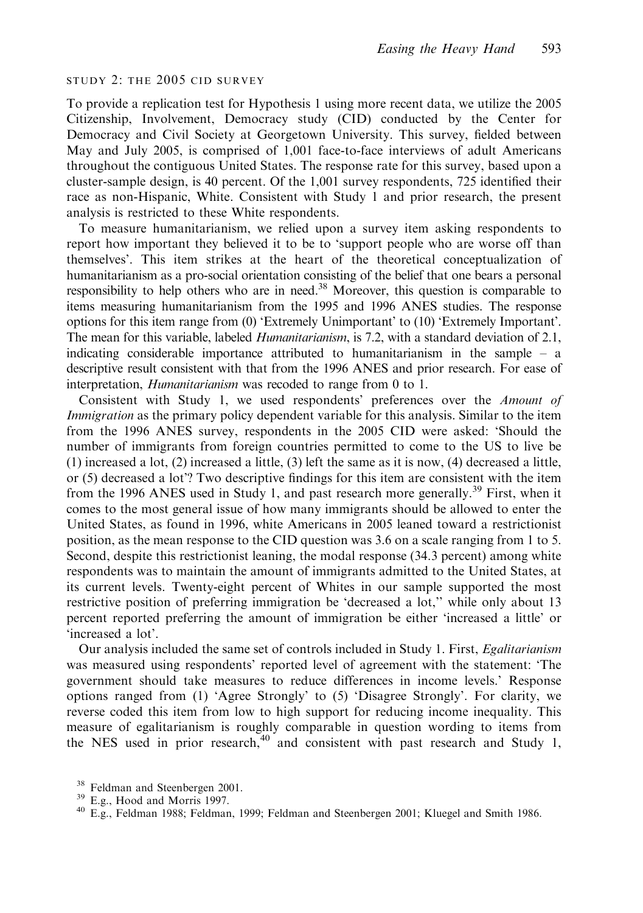### STUDY 2: THE 2005 CID SURVEY

To provide a replication test for Hypothesis 1 using more recent data, we utilize the 2005 Citizenship, Involvement, Democracy study (CID) conducted by the Center for Democracy and Civil Society at Georgetown University. This survey, fielded between May and July 2005, is comprised of 1,001 face-to-face interviews of adult Americans throughout the contiguous United States. The response rate for this survey, based upon a cluster-sample design, is 40 percent. Of the 1,001 survey respondents, 725 identified their race as non-Hispanic, White. Consistent with Study 1 and prior research, the present analysis is restricted to these White respondents.

To measure humanitarianism, we relied upon a survey item asking respondents to report how important they believed it to be to 'support people who are worse off than themselves'. This item strikes at the heart of the theoretical conceptualization of humanitarianism as a pro-social orientation consisting of the belief that one bears a personal responsibility to help others who are in need.[38] Moreover, this question is comparable to items measuring humanitarianism from the 1995 and 1996 ANES studies. The response options for this item range from (0) 'Extremely Unimportant' to (10) 'Extremely Important'. The mean for this variable, labeled *Humanitarianism*, is 7.2, with a standard deviation of 2.1, indicating considerable importance attributed to humanitarianism in the sample – a descriptive result consistent with that from the 1996 ANES and prior research. For ease of interpretation, *Humanitarianism* was recoded to range from 0 to 1.

Consistent with Study 1, we used respondents' preferences over the *Amount of Immigration* as the primary policy dependent variable for this analysis. Similar to the item from the 1996 ANES survey, respondents in the 2005 CID were asked: 'Should the number of immigrants from foreign countries permitted to come to the US to live be (1) increased a lot, (2) increased a little, (3) left the same as it is now, (4) decreased a little, or (5) decreased a lot'? Two descriptive findings for this item are consistent with the item from the 1996 ANES used in Study 1, and past research more generally.[39] First, when it comes to the most general issue of how many immigrants should be allowed to enter the United States, as found in 1996, white Americans in 2005 leaned toward a restrictionist position, as the mean response to the CID question was 3.6 on a scale ranging from 1 to 5. Second, despite this restrictionist leaning, the modal response (34.3 percent) among white respondents was to maintain the amount of immigrants admitted to the United States, at its current levels. Twenty-eight percent of Whites in our sample supported the most restrictive position of preferring immigration be 'decreased a lot,'' while only about 13 percent reported preferring the amount of immigration be either 'increased a little' or 'increased a lot'.

Our analysis included the same set of controls included in Study 1. First, *Egalitarianism* was measured using respondents' reported level of agreement with the statement: 'The government should take measures to reduce differences in income levels.' Response options ranged from (1) 'Agree Strongly' to (5) 'Disagree Strongly'. For clarity, we reverse coded this item from low to high support for reducing income inequality. This measure of egalitarianism is roughly comparable in question wording to items from the NES used in prior research,[40] and consistent with past research and Study 1,

[38] Feldman and Steenbergen 2001.

[39] E.g., Hood and Morris 1997.

[40] E.g., Feldman 1988; Feldman, 1999; Feldman and Steenbergen 2001; Kluegel and Smith 1986.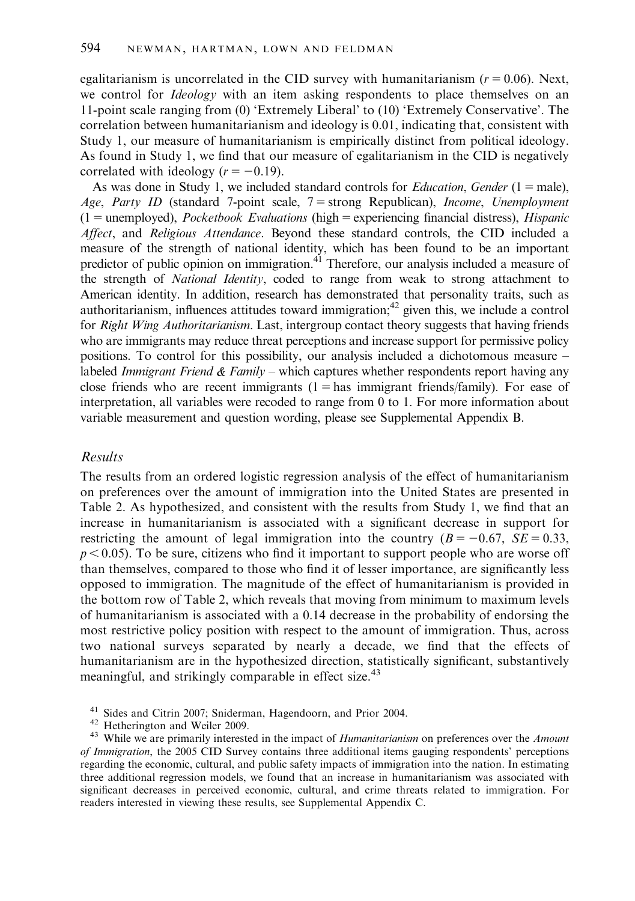egalitarianism is uncorrelated in the CID survey with humanitarianism ($r = 0.06$). Next, we control for *Ideology* with an item asking respondents to place themselves on an 11-point scale ranging from (0) 'Extremely Liberal' to (10) 'Extremely Conservative'. The correlation between humanitarianism and ideology is 0.01, indicating that, consistent with Study 1, our measure of humanitarianism is empirically distinct from political ideology. As found in Study 1, we find that our measure of egalitarianism in the CID is negatively correlated with ideology ($r = -0.19$).

As was done in Study 1, we included standard controls for *Education*, *Gender* (1 = male), *Age*, *Party ID* (standard 7-point scale, 7 = strong Republican), *Income*, *Unemployment* (1 = unemployed), *Pocketbook Evaluations* (high = experiencing financial distress), *Hispanic Affect*, and *Religious Attendance*. Beyond these standard controls, the CID included a measure of the strength of national identity, which has been found to be an important predictor of public opinion on immigration.[41] Therefore, our analysis included a measure of the strength of *National Identity*, coded to range from weak to strong attachment to American identity. In addition, research has demonstrated that personality traits, such as authoritarianism, influences attitudes toward immigration;[42] given this, we include a control for *Right Wing Authoritarianism*. Last, intergroup contact theory suggests that having friends who are immigrants may reduce threat perceptions and increase support for permissive policy positions. To control for this possibility, our analysis included a dichotomous measure – labeled *Immigrant Friend & Family* – which captures whether respondents report having any close friends who are recent immigrants (1 = has immigrant friends/family). For ease of interpretation, all variables were recoded to range from 0 to 1. For more information about variable measurement and question wording, please see Supplemental Appendix B.

### *Results*

The results from an ordered logistic regression analysis of the effect of humanitarianism on preferences over the amount of immigration into the United States are presented in Table 2. As hypothesized, and consistent with the results from Study 1, we find that an increase in humanitarianism is associated with a significant decrease in support for restricting the amount of legal immigration into the country ($B = -0.67$, $SE = 0.33$, $p < 0.05$). To be sure, citizens who find it important to support people who are worse off than themselves, compared to those who find it of lesser importance, are significantly less opposed to immigration. The magnitude of the effect of humanitarianism is provided in the bottom row of Table 2, which reveals that moving from minimum to maximum levels of humanitarianism is associated with a 0.14 decrease in the probability of endorsing the most restrictive policy position with respect to the amount of immigration. Thus, across two national surveys separated by nearly a decade, we find that the effects of humanitarianism are in the hypothesized direction, statistically significant, substantively meaningful, and strikingly comparable in effect size.[43]

[41] Sides and Citrin 2007; Sniderman, Hagendoorn, and Prior 2004.

[42] Hetherington and Weiler 2009.

[43] While we are primarily interested in the impact of *Humanitarianism* on preferences over the *Amount of Immigration*, the 2005 CID Survey contains three additional items gauging respondents' perceptions regarding the economic, cultural, and public safety impacts of immigration into the nation. In estimating three additional regression models, we found that an increase in humanitarianism was associated with significant decreases in perceived economic, cultural, and crime threats related to immigration. For readers interested in viewing these results, see Supplemental Appendix C.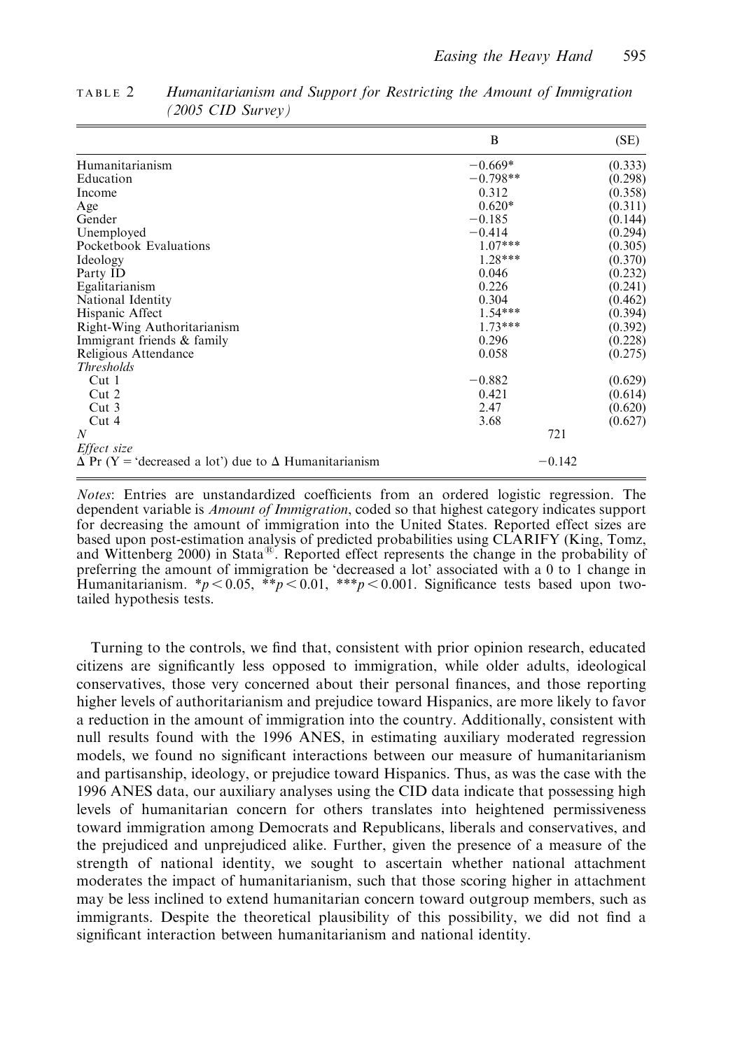TABLE 2 *Humanitarianism and Support for Restricting the Amount of Immigration (2005 CID Survey)*

| | B | (SE) |
|---|---|---|
| Humanitarianism | −0.669* | (0.333) |
| Education | −0.798** | (0.298) |
| Income | 0.312 | (0.358) |
| Age | 0.620* | (0.311) |
| Gender | −0.185 | (0.144) |
| Unemployed | −0.414 | (0.294) |
| Pocketbook Evaluations | 1.07*** | (0.305) |
| Ideology | 1.28*** | (0.370) |
| Party ID | 0.046 | (0.232) |
| Egalitarianism | 0.226 | (0.241) |
| National Identity | 0.304 | (0.462) |
| Hispanic Affect | 1.54*** | (0.394) |
| Right-Wing Authoritarianism | 1.73*** | (0.392) |
| Immigrant friends & family | 0.296 | (0.228) |
| Religious Attendance | 0.058 | (0.275) |
| *Thresholds* | | |
| Cut 1 | −0.882 | (0.629) |
| Cut 2 | 0.421 | (0.614) |
| Cut 3 | 2.47 | (0.620) |
| Cut 4 | 3.68 | (0.627) |
| $N$ | 721 | |
| *Effect size* | | |
| $\Delta$ Pr (Y = 'decreased a lot') due to $\Delta$ Humanitarianism | −0.142 | |

*Notes*: Entries are unstandardized coefficients from an ordered logistic regression. The dependent variable is *Amount of Immigration*, coded so that highest category indicates support for decreasing the amount of immigration into the United States. Reported effect sizes are based upon post-estimation analysis of predicted probabilities using CLARIFY (King, Tomz, and Wittenberg 2000) in Stata®. Reported effect represents the change in the probability of preferring the amount of immigration be 'decreased a lot' associated with a 0 to 1 change in Humanitarianism. *$p < 0.05$, **$p < 0.01$, ***$p < 0.001$. Significance tests based upon two-tailed hypothesis tests.

Turning to the controls, we find that, consistent with prior opinion research, educated citizens are significantly less opposed to immigration, while older adults, ideological conservatives, those very concerned about their personal finances, and those reporting higher levels of authoritarianism and prejudice toward Hispanics, are more likely to favor a reduction in the amount of immigration into the country. Additionally, consistent with null results found with the 1996 ANES, in estimating auxiliary moderated regression models, we found no significant interactions between our measure of humanitarianism and partisanship, ideology, or prejudice toward Hispanics. Thus, as was the case with the 1996 ANES data, our auxiliary analyses using the CID data indicate that possessing high levels of humanitarian concern for others translates into heightened permissiveness toward immigration among Democrats and Republicans, liberals and conservatives, and the prejudiced and unprejudiced alike. Further, given the presence of a measure of the strength of national identity, we sought to ascertain whether national attachment moderates the impact of humanitarianism, such that those scoring higher in attachment may be less inclined to extend humanitarian concern toward outgroup members, such as immigrants. Despite the theoretical plausibility of this possibility, we did not find a significant interaction between humanitarianism and national identity.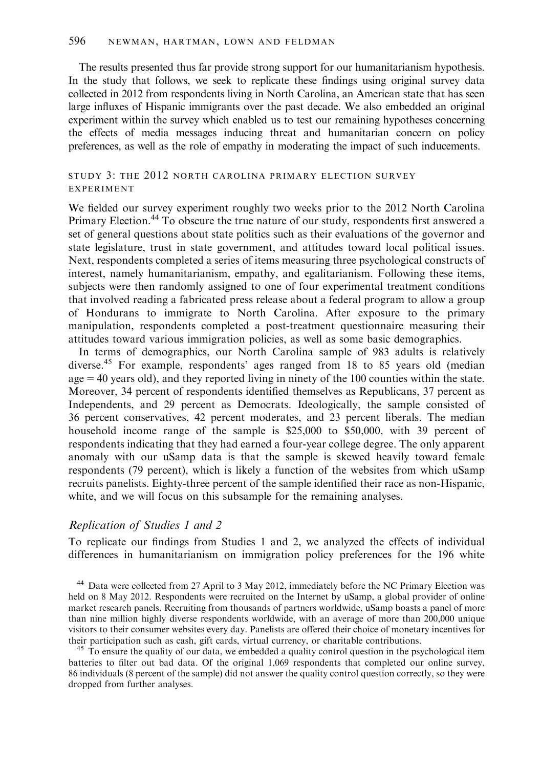The results presented thus far provide strong support for our humanitarianism hypothesis. In the study that follows, we seek to replicate these findings using original survey data collected in 2012 from respondents living in North Carolina, an American state that has seen large influxes of Hispanic immigrants over the past decade. We also embedded an original experiment within the survey which enabled us to test our remaining hypotheses concerning the effects of media messages inducing threat and humanitarian concern on policy preferences, as well as the role of empathy in moderating the impact of such inducements.

## STUDY 3: THE 2012 NORTH CAROLINA PRIMARY ELECTION SURVEY EXPERIMENT

We fielded our survey experiment roughly two weeks prior to the 2012 North Carolina Primary Election.[44] To obscure the true nature of our study, respondents first answered a set of general questions about state politics such as their evaluations of the governor and state legislature, trust in state government, and attitudes toward local political issues. Next, respondents completed a series of items measuring three psychological constructs of interest, namely humanitarianism, empathy, and egalitarianism. Following these items, subjects were then randomly assigned to one of four experimental treatment conditions that involved reading a fabricated press release about a federal program to allow a group of Hondurans to immigrate to North Carolina. After exposure to the primary manipulation, respondents completed a post-treatment questionnaire measuring their attitudes toward various immigration policies, as well as some basic demographics.

In terms of demographics, our North Carolina sample of 983 adults is relatively diverse.[45] For example, respondents' ages ranged from 18 to 85 years old (median age = 40 years old), and they reported living in ninety of the 100 counties within the state. Moreover, 34 percent of respondents identified themselves as Republicans, 37 percent as Independents, and 29 percent as Democrats. Ideologically, the sample consisted of 36 percent conservatives, 42 percent moderates, and 23 percent liberals. The median household income range of the sample is $25,000 to $50,000, with 39 percent of respondents indicating that they had earned a four-year college degree. The only apparent anomaly with our uSamp data is that the sample is skewed heavily toward female respondents (79 percent), which is likely a function of the websites from which uSamp recruits panelists. Eighty-three percent of the sample identified their race as non-Hispanic, white, and we will focus on this subsample for the remaining analyses.

### *Replication of Studies 1 and 2*

To replicate our findings from Studies 1 and 2, we analyzed the effects of individual differences in humanitarianism on immigration policy preferences for the 196 white

[44] Data were collected from 27 April to 3 May 2012, immediately before the NC Primary Election was held on 8 May 2012. Respondents were recruited on the Internet by uSamp, a global provider of online market research panels. Recruiting from thousands of partners worldwide, uSamp boasts a panel of more than nine million highly diverse respondents worldwide, with an average of more than 200,000 unique visitors to their consumer websites every day. Panelists are offered their choice of monetary incentives for their participation such as cash, gift cards, virtual currency, or charitable contributions.

[45] To ensure the quality of our data, we embedded a quality control question in the psychological item batteries to filter out bad data. Of the original 1,069 respondents that completed our online survey, 86 individuals (8 percent of the sample) did not answer the quality control question correctly, so they were dropped from further analyses.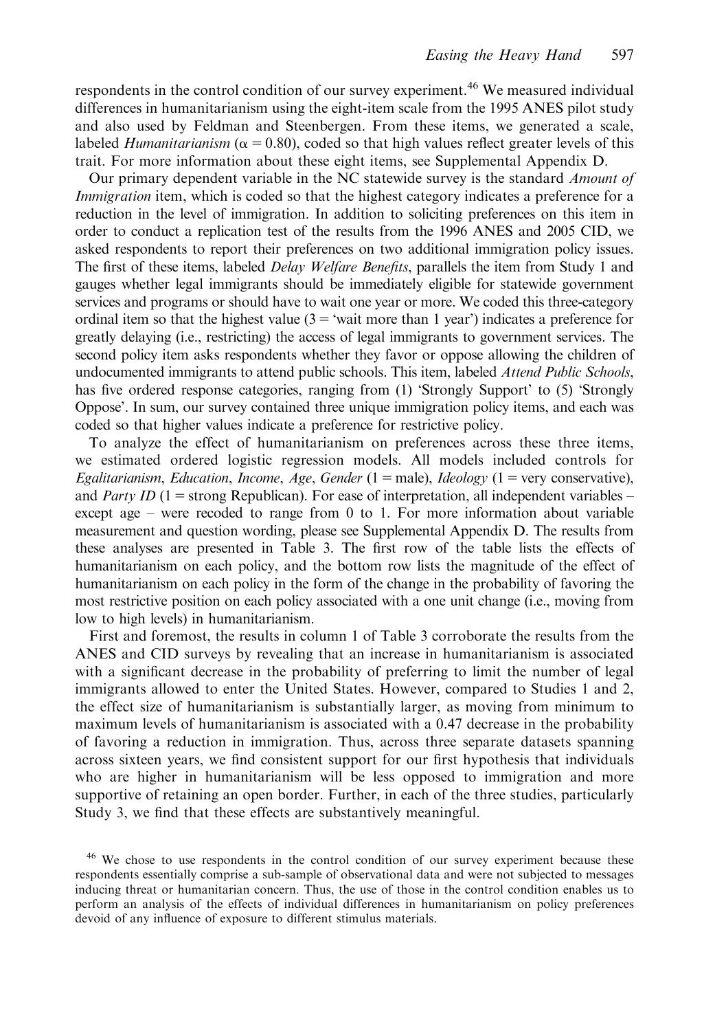respondents in the control condition of our survey experiment.[46] We measured individual differences in humanitarianism using the eight-item scale from the 1995 ANES pilot study and also used by Feldman and Steenbergen. From these items, we generated a scale, labeled *Humanitarianism* ($\alpha = 0.80$), coded so that high values reflect greater levels of this trait. For more information about these eight items, see Supplemental Appendix D.

Our primary dependent variable in the NC statewide survey is the standard *Amount of Immigration* item, which is coded so that the highest category indicates a preference for a reduction in the level of immigration. In addition to soliciting preferences on this item in order to conduct a replication test of the results from the 1996 ANES and 2005 CID, we asked respondents to report their preferences on two additional immigration policy issues. The first of these items, labeled *Delay Welfare Benefits*, parallels the item from Study 1 and gauges whether legal immigrants should be immediately eligible for statewide government services and programs or should have to wait one year or more. We coded this three-category ordinal item so that the highest value (3 = 'wait more than 1 year') indicates a preference for greatly delaying (i.e., restricting) the access of legal immigrants to government services. The second policy item asks respondents whether they favor or oppose allowing the children of undocumented immigrants to attend public schools. This item, labeled *Attend Public Schools*, has five ordered response categories, ranging from (1) 'Strongly Support' to (5) 'Strongly Oppose'. In sum, our survey contained three unique immigration policy items, and each was coded so that higher values indicate a preference for restrictive policy.

To analyze the effect of humanitarianism on preferences across these three items, we estimated ordered logistic regression models. All models included controls for *Egalitarianism*, *Education*, *Income*, *Age*, *Gender* (1 = male), *Ideology* (1 = very conservative), and *Party ID* (1 = strong Republican). For ease of interpretation, all independent variables – except age – were recoded to range from 0 to 1. For more information about variable measurement and question wording, please see Supplemental Appendix D. The results from these analyses are presented in Table 3. The first row of the table lists the effects of humanitarianism on each policy, and the bottom row lists the magnitude of the effect of humanitarianism on each policy in the form of the change in the probability of favoring the most restrictive position on each policy associated with a one unit change (i.e., moving from low to high levels) in humanitarianism.

First and foremost, the results in column 1 of Table 3 corroborate the results from the ANES and CID surveys by revealing that an increase in humanitarianism is associated with a significant decrease in the probability of preferring to limit the number of legal immigrants allowed to enter the United States. However, compared to Studies 1 and 2, the effect size of humanitarianism is substantially larger, as moving from minimum to maximum levels of humanitarianism is associated with a 0.47 decrease in the probability of favoring a reduction in immigration. Thus, across three separate datasets spanning across sixteen years, we find consistent support for our first hypothesis that individuals who are higher in humanitarianism will be less opposed to immigration and more supportive of retaining an open border. Further, in each of the three studies, particularly Study 3, we find that these effects are substantively meaningful.

[46] We chose to use respondents in the control condition of our survey experiment because these respondents essentially comprise a sub-sample of observational data and were not subjected to messages inducing threat or humanitarian concern. Thus, the use of those in the control condition enables us to perform an analysis of the effects of individual differences in humanitarianism on policy preferences devoid of any influence of exposure to different stimulus materials.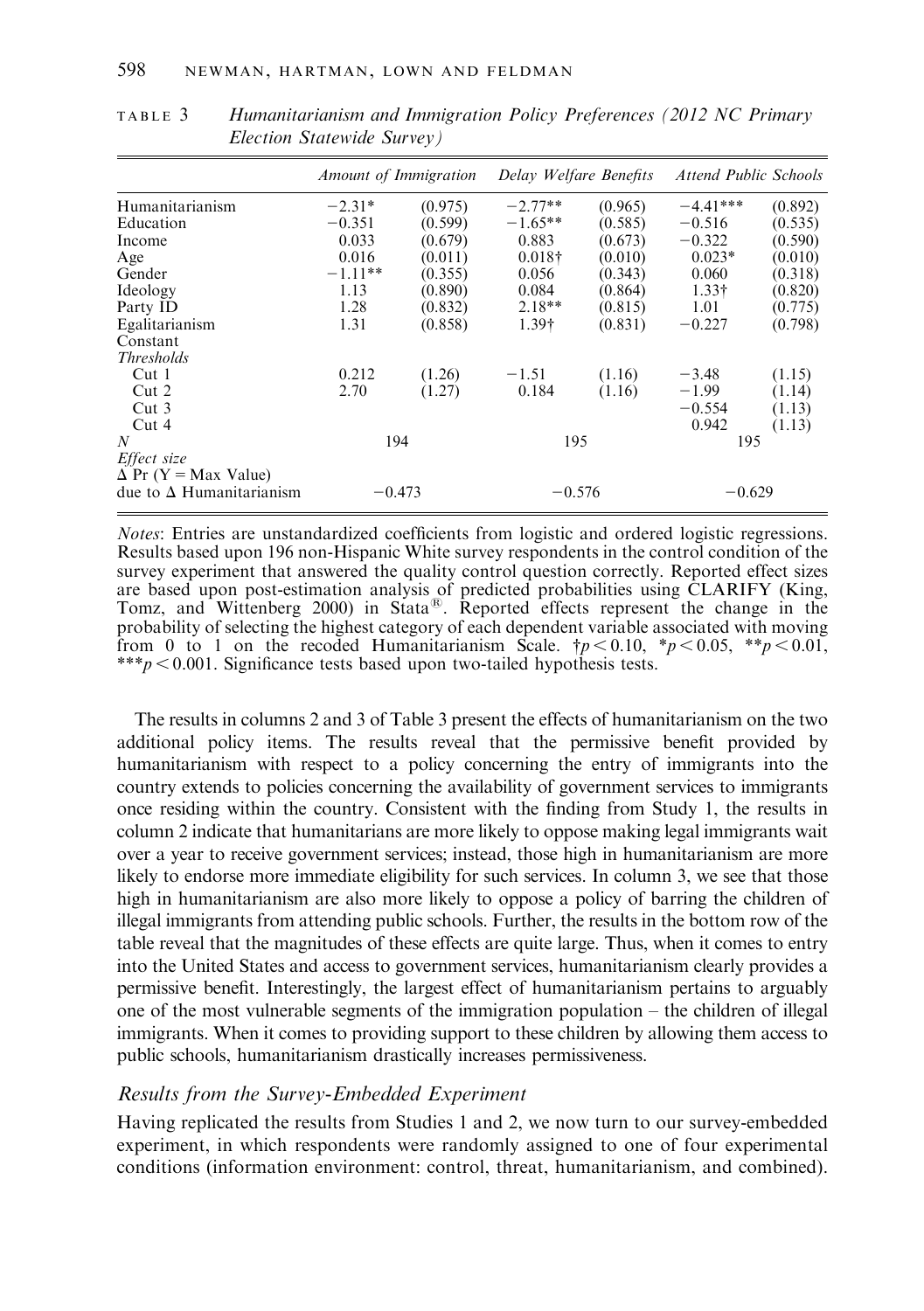TABLE 3 *Humanitarianism and Immigration Policy Preferences (2012 NC Primary Election Statewide Survey)*

| | *Amount of Immigration* | | *Delay Welfare Benefits* | | *Attend Public Schools* | |
|---|---|---|---|---|---|---|
| Humanitarianism | −2.31* | (0.975) | −2.77** | (0.965) | −4.41*** | (0.892) |
| Education | −0.351 | (0.599) | −1.65** | (0.585) | −0.516 | (0.535) |
| Income | 0.033 | (0.679) | 0.883 | (0.673) | −0.322 | (0.590) |
| Age | 0.016 | (0.011) | 0.018† | (0.010) | 0.023* | (0.010) |
| Gender | −1.11** | (0.355) | 0.056 | (0.343) | 0.060 | (0.318) |
| Ideology | 1.13 | (0.890) | 0.084 | (0.864) | 1.33† | (0.820) |
| Party ID | 1.28 | (0.832) | 2.18** | (0.815) | 1.01 | (0.775) |
| Egalitarianism | 1.31 | (0.858) | 1.39† | (0.831) | −0.227 | (0.798) |
| Constant | | | | | | |
| *Thresholds* | | | | | | |
| Cut 1 | 0.212 | (1.26) | −1.51 | (1.16) | −3.48 | (1.15) |
| Cut 2 | 2.70 | (1.27) | 0.184 | (1.16) | −1.99 | (1.14) |
| Cut 3 | | | | | −0.554 | (1.13) |
| Cut 4 | | | | | 0.942 | (1.13) |
| $N$ | 194 | | 195 | | 195 | |
| *Effect size* | | | | | | |
| $\Delta$ Pr (Y = Max Value) due to $\Delta$ Humanitarianism | −0.473 | | −0.576 | | −0.629 | |

*Notes*: Entries are unstandardized coefficients from logistic and ordered logistic regressions. Results based upon 196 non-Hispanic White survey respondents in the control condition of the survey experiment that answered the quality control question correctly. Reported effect sizes are based upon post-estimation analysis of predicted probabilities using CLARIFY (King, Tomz, and Wittenberg 2000) in Stata®. Reported effects represent the change in the probability of selecting the highest category of each dependent variable associated with moving from 0 to 1 on the recoded Humanitarianism Scale. †$p < 0.10$, *$p < 0.05$, **$p < 0.01$, ***$p < 0.001$. Significance tests based upon two-tailed hypothesis tests.

The results in columns 2 and 3 of Table 3 present the effects of humanitarianism on the two additional policy items. The results reveal that the permissive benefit provided by humanitarianism with respect to a policy concerning the entry of immigrants into the country extends to policies concerning the availability of government services to immigrants once residing within the country. Consistent with the finding from Study 1, the results in column 2 indicate that humanitarians are more likely to oppose making legal immigrants wait over a year to receive government services; instead, those high in humanitarianism are more likely to endorse more immediate eligibility for such services. In column 3, we see that those high in humanitarianism are also more likely to oppose a policy of barring the children of illegal immigrants from attending public schools. Further, the results in the bottom row of the table reveal that the magnitudes of these effects are quite large. Thus, when it comes to entry into the United States and access to government services, humanitarianism clearly provides a permissive benefit. Interestingly, the largest effect of humanitarianism pertains to arguably one of the most vulnerable segments of the immigration population – the children of illegal immigrants. When it comes to providing support to these children by allowing them access to public schools, humanitarianism drastically increases permissiveness.

### *Results from the Survey-Embedded Experiment*

Having replicated the results from Studies 1 and 2, we now turn to our survey-embedded experiment, in which respondents were randomly assigned to one of four experimental conditions (information environment: control, threat, humanitarianism, and combined).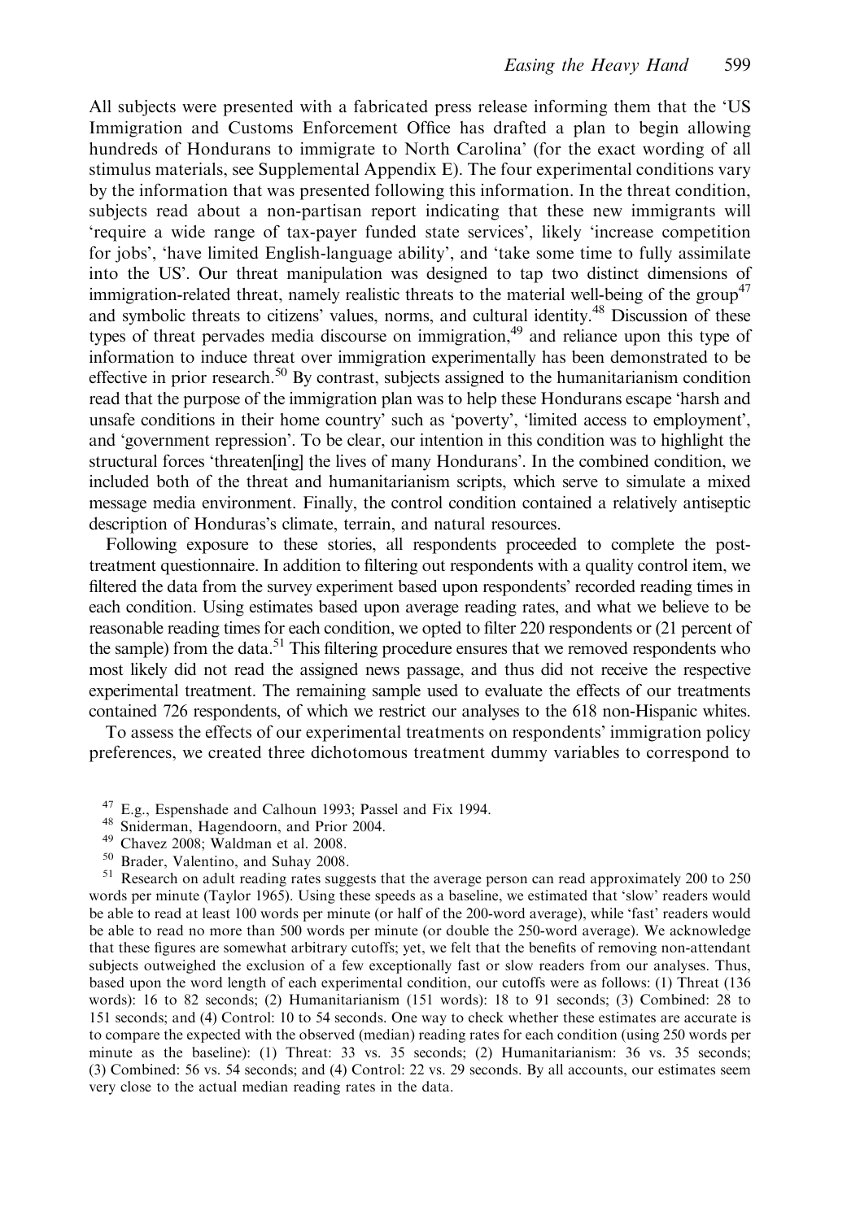All subjects were presented with a fabricated press release informing them that the 'US Immigration and Customs Enforcement Office has drafted a plan to begin allowing hundreds of Hondurans to immigrate to North Carolina' (for the exact wording of all stimulus materials, see Supplemental Appendix E). The four experimental conditions vary by the information that was presented following this information. In the threat condition, subjects read about a non-partisan report indicating that these new immigrants will 'require a wide range of tax-payer funded state services', likely 'increase competition for jobs', 'have limited English-language ability', and 'take some time to fully assimilate into the US'. Our threat manipulation was designed to tap two distinct dimensions of immigration-related threat, namely realistic threats to the material well-being of the group[47] and symbolic threats to citizens' values, norms, and cultural identity.[48] Discussion of these types of threat pervades media discourse on immigration,[49] and reliance upon this type of information to induce threat over immigration experimentally has been demonstrated to be effective in prior research.[50] By contrast, subjects assigned to the humanitarianism condition read that the purpose of the immigration plan was to help these Hondurans escape 'harsh and unsafe conditions in their home country' such as 'poverty', 'limited access to employment', and 'government repression'. To be clear, our intention in this condition was to highlight the structural forces 'threaten[ing] the lives of many Hondurans'. In the combined condition, we included both of the threat and humanitarianism scripts, which serve to simulate a mixed message media environment. Finally, the control condition contained a relatively antiseptic description of Honduras's climate, terrain, and natural resources.

Following exposure to these stories, all respondents proceeded to complete the post-treatment questionnaire. In addition to filtering out respondents with a quality control item, we filtered the data from the survey experiment based upon respondents' recorded reading times in each condition. Using estimates based upon average reading rates, and what we believe to be reasonable reading times for each condition, we opted to filter 220 respondents or (21 percent of the sample) from the data.[51] This filtering procedure ensures that we removed respondents who most likely did not read the assigned news passage, and thus did not receive the respective experimental treatment. The remaining sample used to evaluate the effects of our treatments contained 726 respondents, of which we restrict our analyses to the 618 non-Hispanic whites.

To assess the effects of our experimental treatments on respondents' immigration policy preferences, we created three dichotomous treatment dummy variables to correspond to

[47] E.g., Espenshade and Calhoun 1993; Passel and Fix 1994.

[48] Sniderman, Hagendoorn, and Prior 2004.

[49] Chavez 2008; Waldman et al. 2008.

[50] Brader, Valentino, and Suhay 2008.

[51] Research on adult reading rates suggests that the average person can read approximately 200 to 250 words per minute (Taylor 1965). Using these speeds as a baseline, we estimated that 'slow' readers would be able to read at least 100 words per minute (or half of the 200-word average), while 'fast' readers would be able to read no more than 500 words per minute (or double the 250-word average). We acknowledge that these figures are somewhat arbitrary cutoffs; yet, we felt that the benefits of removing non-attendant subjects outweighed the exclusion of a few exceptionally fast or slow readers from our analyses. Thus, based upon the word length of each experimental condition, our cutoffs were as follows: (1) Threat (136 words): 16 to 82 seconds; (2) Humanitarianism (151 words): 18 to 91 seconds; (3) Combined: 28 to 151 seconds; and (4) Control: 10 to 54 seconds. One way to check whether these estimates are accurate is to compare the expected with the observed (median) reading rates for each condition (using 250 words per minute as the baseline): (1) Threat: 33 vs. 35 seconds; (2) Humanitarianism: 36 vs. 35 seconds; (3) Combined: 56 vs. 54 seconds; and (4) Control: 22 vs. 29 seconds. By all accounts, our estimates seem very close to the actual median reading rates in the data.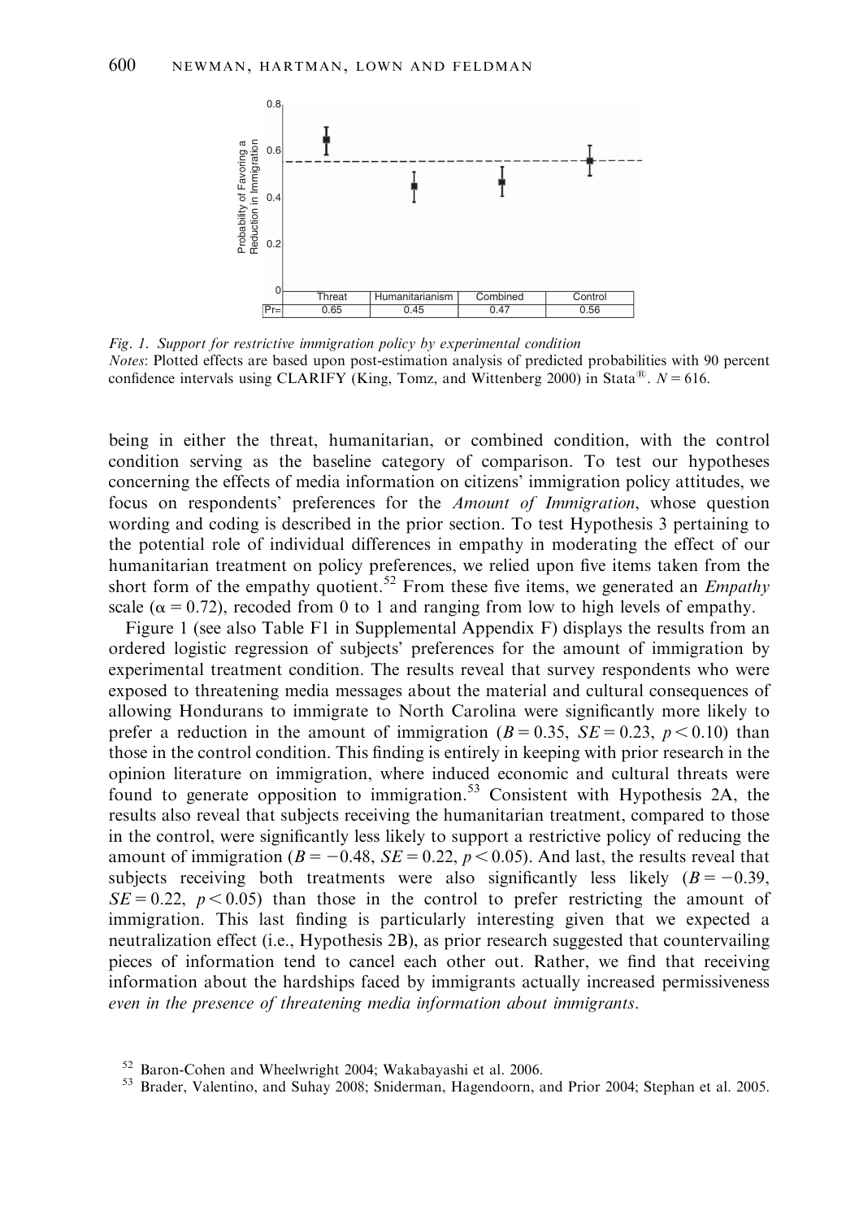| | Threat | Humanitarianism | Combined | Control |
|---|---|---|---|---|
| Pr= | 0.65 | 0.45 | 0.47 | 0.56 |

*Fig. 1. Support for restrictive immigration policy by experimental condition*
*Notes*: Plotted effects are based upon post-estimation analysis of predicted probabilities with 90 percent confidence intervals using CLARIFY (King, Tomz, and Wittenberg 2000) in Stata®. $N = 616$.

being in either the threat, humanitarian, or combined condition, with the control condition serving as the baseline category of comparison. To test our hypotheses concerning the effects of media information on citizens' immigration policy attitudes, we focus on respondents' preferences for the *Amount of Immigration*, whose question wording and coding is described in the prior section. To test Hypothesis 3 pertaining to the potential role of individual differences in empathy in moderating the effect of our humanitarian treatment on policy preferences, we relied upon five items taken from the short form of the empathy quotient.[52] From these five items, we generated an *Empathy* scale ($\alpha = 0.72$), recoded from 0 to 1 and ranging from low to high levels of empathy.

Figure 1 (see also Table F1 in Supplemental Appendix F) displays the results from an ordered logistic regression of subjects' preferences for the amount of immigration by experimental treatment condition. The results reveal that survey respondents who were exposed to threatening media messages about the material and cultural consequences of allowing Hondurans to immigrate to North Carolina were significantly more likely to prefer a reduction in the amount of immigration ($B = 0.35$, $SE = 0.23$, $p < 0.10$) than those in the control condition. This finding is entirely in keeping with prior research in the opinion literature on immigration, where induced economic and cultural threats were found to generate opposition to immigration.[53] Consistent with Hypothesis 2A, the results also reveal that subjects receiving the humanitarian treatment, compared to those in the control, were significantly less likely to support a restrictive policy of reducing the amount of immigration ($B = -0.48$, $SE = 0.22$, $p < 0.05$). And last, the results reveal that subjects receiving both treatments were also significantly less likely ($B = -0.39$, $SE = 0.22$, $p < 0.05$) than those in the control to prefer restricting the amount of immigration. This last finding is particularly interesting given that we expected a neutralization effect (i.e., Hypothesis 2B), as prior research suggested that countervailing pieces of information tend to cancel each other out. Rather, we find that receiving information about the hardships faced by immigrants actually increased permissiveness *even in the presence of threatening media information about immigrants*.

[52] Baron-Cohen and Wheelwright 2004; Wakabayashi et al. 2006.

[53] Brader, Valentino, and Suhay 2008; Sniderman, Hagendoorn, and Prior 2004; Stephan et al. 2005.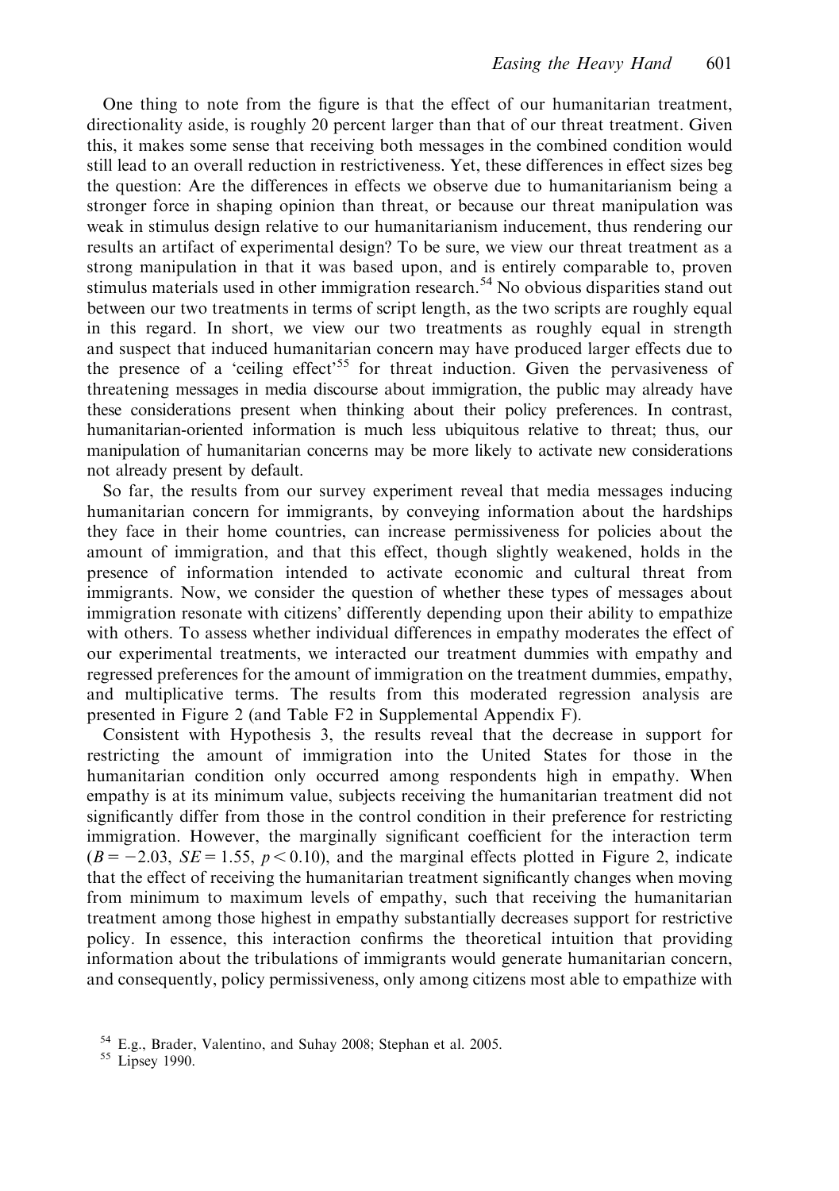One thing to note from the figure is that the effect of our humanitarian treatment, directionality aside, is roughly 20 percent larger than that of our threat treatment. Given this, it makes some sense that receiving both messages in the combined condition would still lead to an overall reduction in restrictiveness. Yet, these differences in effect sizes beg the question: Are the differences in effects we observe due to humanitarianism being a stronger force in shaping opinion than threat, or because our threat manipulation was weak in stimulus design relative to our humanitarianism inducement, thus rendering our results an artifact of experimental design? To be sure, we view our threat treatment as a strong manipulation in that it was based upon, and is entirely comparable to, proven stimulus materials used in other immigration research.[54] No obvious disparities stand out between our two treatments in terms of script length, as the two scripts are roughly equal in this regard. In short, we view our two treatments as roughly equal in strength and suspect that induced humanitarian concern may have produced larger effects due to the presence of a 'ceiling effect'[55] for threat induction. Given the pervasiveness of threatening messages in media discourse about immigration, the public may already have these considerations present when thinking about their policy preferences. In contrast, humanitarian-oriented information is much less ubiquitous relative to threat; thus, our manipulation of humanitarian concerns may be more likely to activate new considerations not already present by default.

So far, the results from our survey experiment reveal that media messages inducing humanitarian concern for immigrants, by conveying information about the hardships they face in their home countries, can increase permissiveness for policies about the amount of immigration, and that this effect, though slightly weakened, holds in the presence of information intended to activate economic and cultural threat from immigrants. Now, we consider the question of whether these types of messages about immigration resonate with citizens' differently depending upon their ability to empathize with others. To assess whether individual differences in empathy moderates the effect of our experimental treatments, we interacted our treatment dummies with empathy and regressed preferences for the amount of immigration on the treatment dummies, empathy, and multiplicative terms. The results from this moderated regression analysis are presented in Figure 2 (and Table F2 in Supplemental Appendix F).

Consistent with Hypothesis 3, the results reveal that the decrease in support for restricting the amount of immigration into the United States for those in the humanitarian condition only occurred among respondents high in empathy. When empathy is at its minimum value, subjects receiving the humanitarian treatment did not significantly differ from those in the control condition in their preference for restricting immigration. However, the marginally significant coefficient for the interaction term ($B = -2.03$, $SE = 1.55$, $p < 0.10$), and the marginal effects plotted in Figure 2, indicate that the effect of receiving the humanitarian treatment significantly changes when moving from minimum to maximum levels of empathy, such that receiving the humanitarian treatment among those highest in empathy substantially decreases support for restrictive policy. In essence, this interaction confirms the theoretical intuition that providing information about the tribulations of immigrants would generate humanitarian concern, and consequently, policy permissiveness, only among citizens most able to empathize with

[54] E.g., Brader, Valentino, and Suhay 2008; Stephan et al. 2005.

[55] Lipsey 1990.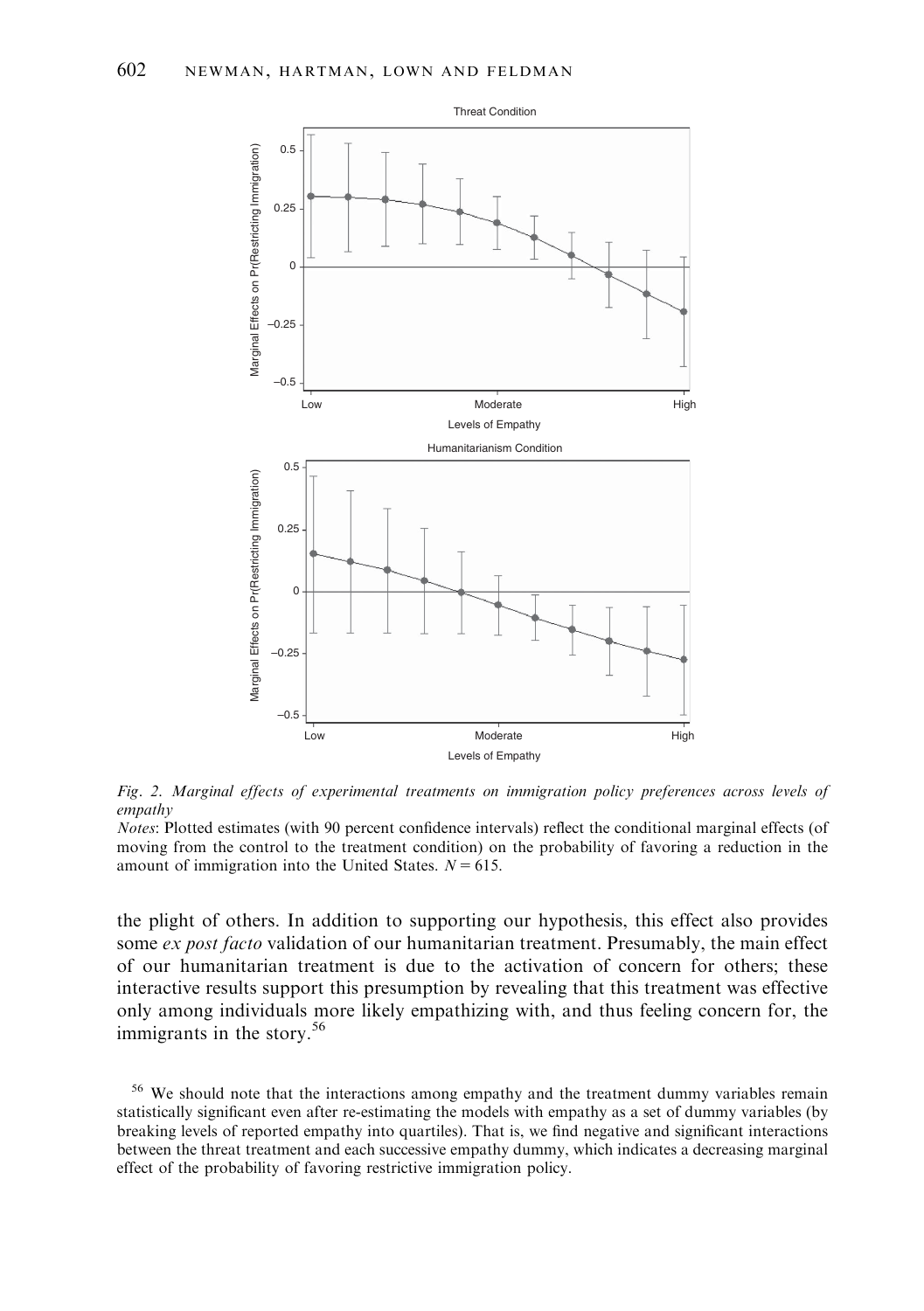*Fig. 2. Marginal effects of experimental treatments on immigration policy preferences across levels of empathy*

*Notes*: Plotted estimates (with 90 percent confidence intervals) reflect the conditional marginal effects (of moving from the control to the treatment condition) on the probability of favoring a reduction in the amount of immigration into the United States. $N = 615$.

the plight of others. In addition to supporting our hypothesis, this effect also provides some *ex post facto* validation of our humanitarian treatment. Presumably, the main effect of our humanitarian treatment is due to the activation of concern for others; these interactive results support this presumption by revealing that this treatment was effective only among individuals more likely empathizing with, and thus feeling concern for, the immigrants in the story.[56]

[56] We should note that the interactions among empathy and the treatment dummy variables remain statistically significant even after re-estimating the models with empathy as a set of dummy variables (by breaking levels of reported empathy into quartiles). That is, we find negative and significant interactions between the threat treatment and each successive empathy dummy, which indicates a decreasing marginal effect of the probability of favoring restrictive immigration policy.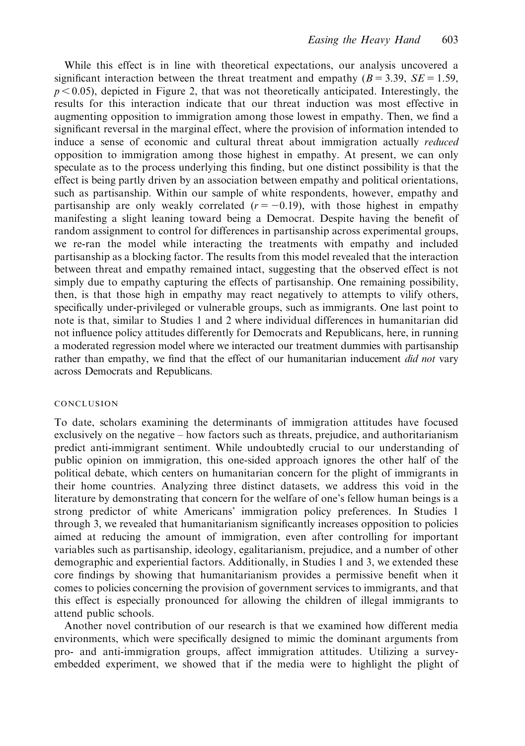While this effect is in line with theoretical expectations, our analysis uncovered a significant interaction between the threat treatment and empathy ($B = 3.39$, $SE = 1.59$, $p < 0.05$), depicted in Figure 2, that was not theoretically anticipated. Interestingly, the results for this interaction indicate that our threat induction was most effective in augmenting opposition to immigration among those lowest in empathy. Then, we find a significant reversal in the marginal effect, where the provision of information intended to induce a sense of economic and cultural threat about immigration actually *reduced* opposition to immigration among those highest in empathy. At present, we can only speculate as to the process underlying this finding, but one distinct possibility is that the effect is being partly driven by an association between empathy and political orientations, such as partisanship. Within our sample of white respondents, however, empathy and partisanship are only weakly correlated ($r = -0.19$), with those highest in empathy manifesting a slight leaning toward being a Democrat. Despite having the benefit of random assignment to control for differences in partisanship across experimental groups, we re-ran the model while interacting the treatments with empathy and included partisanship as a blocking factor. The results from this model revealed that the interaction between threat and empathy remained intact, suggesting that the observed effect is not simply due to empathy capturing the effects of partisanship. One remaining possibility, then, is that those high in empathy may react negatively to attempts to vilify others, specifically under-privileged or vulnerable groups, such as immigrants. One last point to note is that, similar to Studies 1 and 2 where individual differences in humanitarian did not influence policy attitudes differently for Democrats and Republicans, here, in running a moderated regression model where we interacted our treatment dummies with partisanship rather than empathy, we find that the effect of our humanitarian inducement *did not* vary across Democrats and Republicans.

## CONCLUSION

To date, scholars examining the determinants of immigration attitudes have focused exclusively on the negative – how factors such as threats, prejudice, and authoritarianism predict anti-immigrant sentiment. While undoubtedly crucial to our understanding of public opinion on immigration, this one-sided approach ignores the other half of the political debate, which centers on humanitarian concern for the plight of immigrants in their home countries. Analyzing three distinct datasets, we address this void in the literature by demonstrating that concern for the welfare of one's fellow human beings is a strong predictor of white Americans' immigration policy preferences. In Studies 1 through 3, we revealed that humanitarianism significantly increases opposition to policies aimed at reducing the amount of immigration, even after controlling for important variables such as partisanship, ideology, egalitarianism, prejudice, and a number of other demographic and experiential factors. Additionally, in Studies 1 and 3, we extended these core findings by showing that humanitarianism provides a permissive benefit when it comes to policies concerning the provision of government services to immigrants, and that this effect is especially pronounced for allowing the children of illegal immigrants to attend public schools.

Another novel contribution of our research is that we examined how different media environments, which were specifically designed to mimic the dominant arguments from pro- and anti-immigration groups, affect immigration attitudes. Utilizing a survey-embedded experiment, we showed that if the media were to highlight the plight of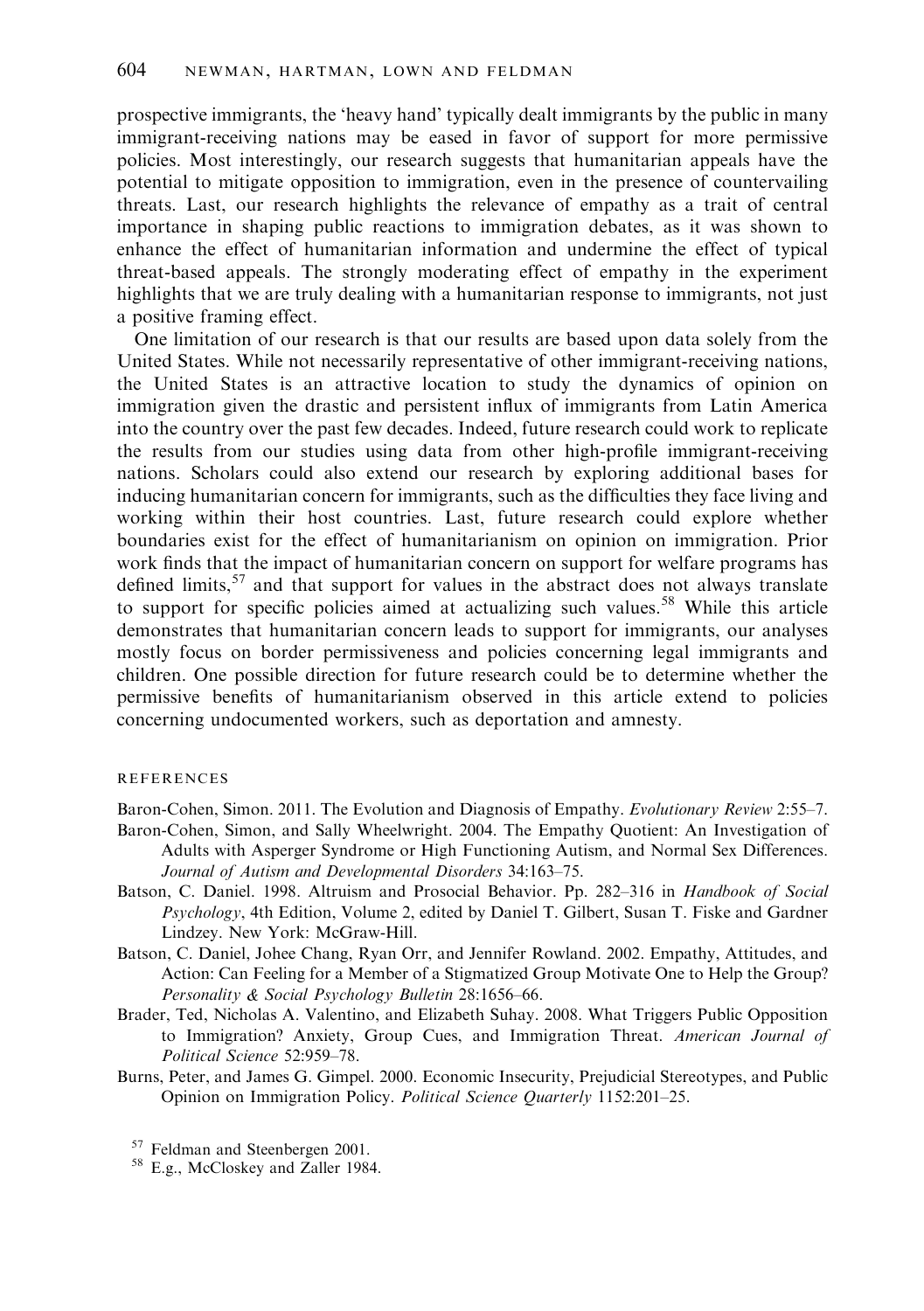prospective immigrants, the 'heavy hand' typically dealt immigrants by the public in many immigrant-receiving nations may be eased in favor of support for more permissive policies. Most interestingly, our research suggests that humanitarian appeals have the potential to mitigate opposition to immigration, even in the presence of countervailing threats. Last, our research highlights the relevance of empathy as a trait of central importance in shaping public reactions to immigration debates, as it was shown to enhance the effect of humanitarian information and undermine the effect of typical threat-based appeals. The strongly moderating effect of empathy in the experiment highlights that we are truly dealing with a humanitarian response to immigrants, not just a positive framing effect.

One limitation of our research is that our results are based upon data solely from the United States. While not necessarily representative of other immigrant-receiving nations, the United States is an attractive location to study the dynamics of opinion on immigration given the drastic and persistent influx of immigrants from Latin America into the country over the past few decades. Indeed, future research could work to replicate the results from our studies using data from other high-profile immigrant-receiving nations. Scholars could also extend our research by exploring additional bases for inducing humanitarian concern for immigrants, such as the difficulties they face living and working within their host countries. Last, future research could explore whether boundaries exist for the effect of humanitarianism on opinion on immigration. Prior work finds that the impact of humanitarian concern on support for welfare programs has defined limits,[57] and that support for values in the abstract does not always translate to support for specific policies aimed at actualizing such values.[58] While this article demonstrates that humanitarian concern leads to support for immigrants, our analyses mostly focus on border permissiveness and policies concerning legal immigrants and children. One possible direction for future research could be to determine whether the permissive benefits of humanitarianism observed in this article extend to policies concerning undocumented workers, such as deportation and amnesty.

## REFERENCES

Baron-Cohen, Simon. 2011. The Evolution and Diagnosis of Empathy. *Evolutionary Review* 2:55–7.

Baron-Cohen, Simon, and Sally Wheelwright. 2004. The Empathy Quotient: An Investigation of Adults with Asperger Syndrome or High Functioning Autism, and Normal Sex Differences. *Journal of Autism and Developmental Disorders* 34:163–75.

Batson, C. Daniel. 1998. Altruism and Prosocial Behavior. Pp. 282–316 in *Handbook of Social Psychology*, 4th Edition, Volume 2, edited by Daniel T. Gilbert, Susan T. Fiske and Gardner Lindzey. New York: McGraw-Hill.

Batson, C. Daniel, Johee Chang, Ryan Orr, and Jennifer Rowland. 2002. Empathy, Attitudes, and Action: Can Feeling for a Member of a Stigmatized Group Motivate One to Help the Group? *Personality & Social Psychology Bulletin* 28:1656–66.

Brader, Ted, Nicholas A. Valentino, and Elizabeth Suhay. 2008. What Triggers Public Opposition to Immigration? Anxiety, Group Cues, and Immigration Threat. *American Journal of Political Science* 52:959–78.

Burns, Peter, and James G. Gimpel. 2000. Economic Insecurity, Prejudicial Stereotypes, and Public Opinion on Immigration Policy. *Political Science Quarterly* 1152:201–25.

[57] Feldman and Steenbergen 2001.

[58] E.g., McCloskey and Zaller 1984.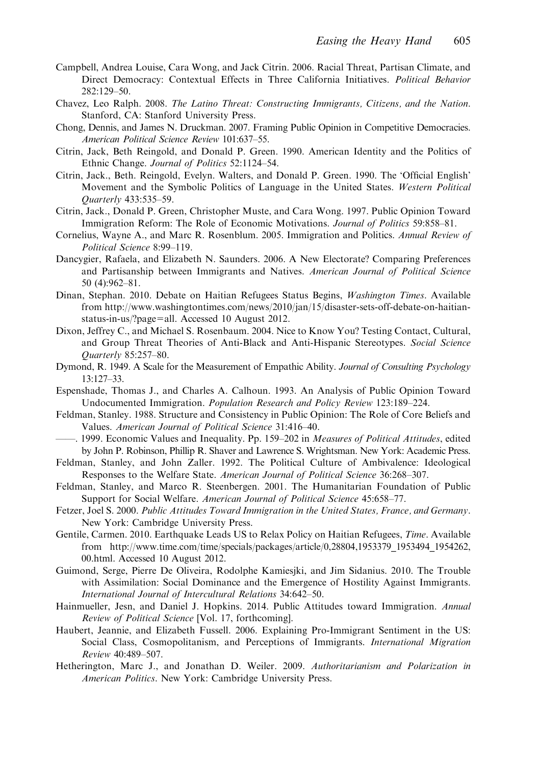Campbell, Andrea Louise, Cara Wong, and Jack Citrin. 2006. Racial Threat, Partisan Climate, and Direct Democracy: Contextual Effects in Three California Initiatives. *Political Behavior* 282:129–50.

Chavez, Leo Ralph. 2008. *The Latino Threat: Constructing Immigrants, Citizens, and the Nation*. Stanford, CA: Stanford University Press.

Chong, Dennis, and James N. Druckman. 2007. Framing Public Opinion in Competitive Democracies. *American Political Science Review* 101:637–55.

Citrin, Jack, Beth Reingold, and Donald P. Green. 1990. American Identity and the Politics of Ethnic Change. *Journal of Politics* 52:1124–54.

Citrin, Jack., Beth. Reingold, Evelyn. Walters, and Donald P. Green. 1990. The 'Official English' Movement and the Symbolic Politics of Language in the United States. *Western Political Quarterly* 433:535–59.

Citrin, Jack., Donald P. Green, Christopher Muste, and Cara Wong. 1997. Public Opinion Toward Immigration Reform: The Role of Economic Motivations. *Journal of Politics* 59:858–81.

Cornelius, Wayne A., and Marc R. Rosenblum. 2005. Immigration and Politics. *Annual Review of Political Science* 8:99–119.

Dancygier, Rafaela, and Elizabeth N. Saunders. 2006. A New Electorate? Comparing Preferences and Partisanship between Immigrants and Natives. *American Journal of Political Science* 50 (4):962–81.

Dinan, Stephan. 2010. Debate on Haitian Refugees Status Begins, *Washington Times*. Available from http://www.washingtontimes.com/news/2010/jan/15/disaster-sets-off-debate-on-haitian-status-in-us/?page=all. Accessed 10 August 2012.

Dixon, Jeffrey C., and Michael S. Rosenbaum. 2004. Nice to Know You? Testing Contact, Cultural, and Group Threat Theories of Anti-Black and Anti-Hispanic Stereotypes. *Social Science Quarterly* 85:257–80.

Dymond, R. 1949. A Scale for the Measurement of Empathic Ability. *Journal of Consulting Psychology* 13:127–33.

Espenshade, Thomas J., and Charles A. Calhoun. 1993. An Analysis of Public Opinion Toward Undocumented Immigration. *Population Research and Policy Review* 123:189–224.

Feldman, Stanley. 1988. Structure and Consistency in Public Opinion: The Role of Core Beliefs and Values. *American Journal of Political Science* 31:416–40.

——. 1999. Economic Values and Inequality. Pp. 159–202 in *Measures of Political Attitudes*, edited by John P. Robinson, Phillip R. Shaver and Lawrence S. Wrightsman. New York: Academic Press.

Feldman, Stanley, and John Zaller. 1992. The Political Culture of Ambivalence: Ideological Responses to the Welfare State. *American Journal of Political Science* 36:268–307.

Feldman, Stanley, and Marco R. Steenbergen. 2001. The Humanitarian Foundation of Public Support for Social Welfare. *American Journal of Political Science* 45:658–77.

Fetzer, Joel S. 2000. *Public Attitudes Toward Immigration in the United States, France, and Germany*. New York: Cambridge University Press.

Gentile, Carmen. 2010. Earthquake Leads US to Relax Policy on Haitian Refugees, *Time*. Available from http://www.time.com/time/specials/packages/article/0,28804,1953379_1953494_1954262,00.html. Accessed 10 August 2012.

Guimond, Serge, Pierre De Oliveira, Rodolphe Kamiesjki, and Jim Sidanius. 2010. The Trouble with Assimilation: Social Dominance and the Emergence of Hostility Against Immigrants. *International Journal of Intercultural Relations* 34:642–50.

Hainmueller, Jesn, and Daniel J. Hopkins. 2014. Public Attitudes toward Immigration. *Annual Review of Political Science* [Vol. 17, forthcoming].

Haubert, Jeannie, and Elizabeth Fussell. 2006. Explaining Pro-Immigrant Sentiment in the US: Social Class, Cosmopolitanism, and Perceptions of Immigrants. *International Migration Review* 40:489–507.

Hetherington, Marc J., and Jonathan D. Weiler. 2009. *Authoritarianism and Polarization in American Politics*. New York: Cambridge University Press.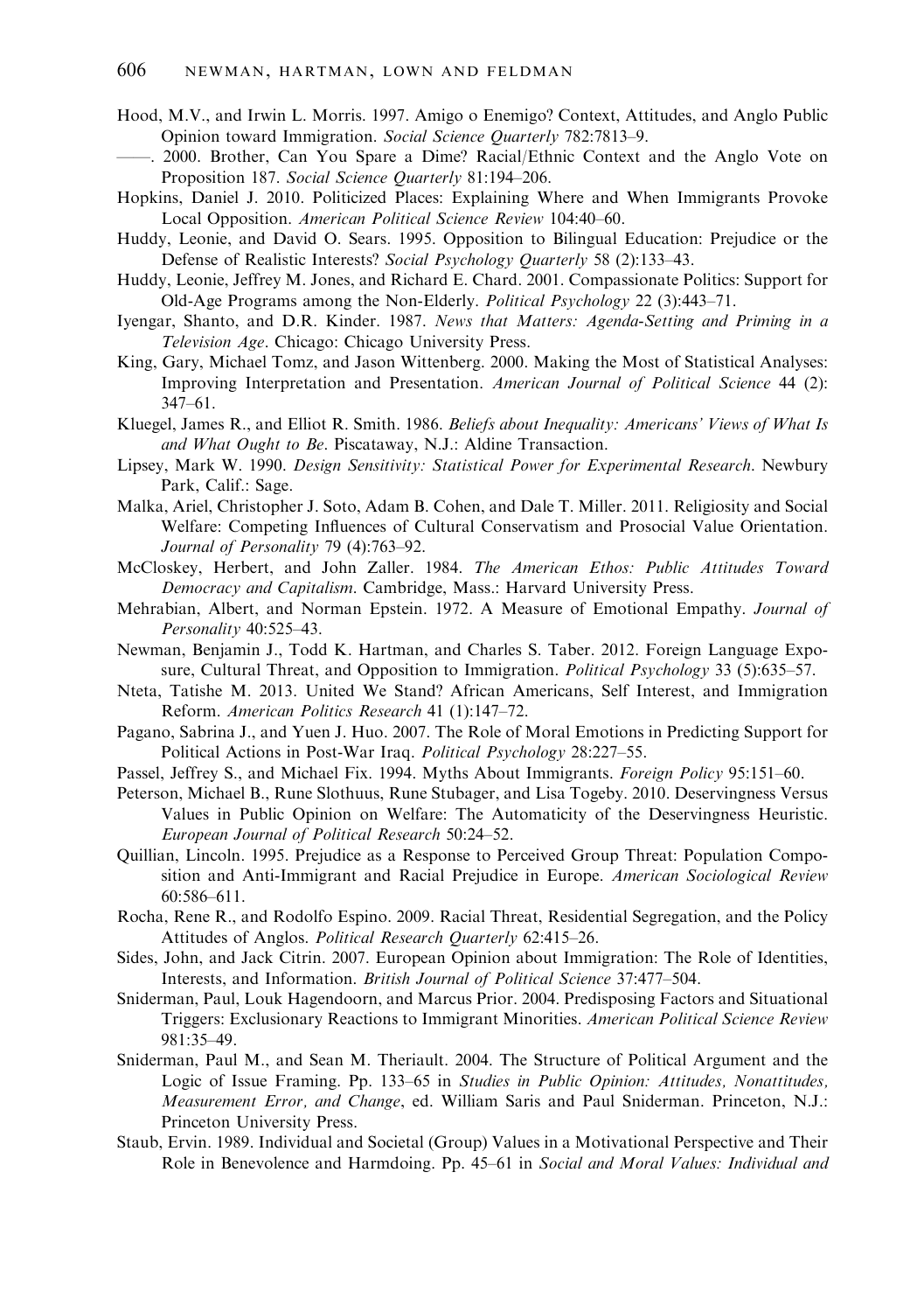Hood, M.V., and Irwin L. Morris. 1997. Amigo o Enemigo? Context, Attitudes, and Anglo Public Opinion toward Immigration. *Social Science Quarterly* 782:7813–9.

——. 2000. Brother, Can You Spare a Dime? Racial/Ethnic Context and the Anglo Vote on Proposition 187. *Social Science Quarterly* 81:194–206.

Hopkins, Daniel J. 2010. Politicized Places: Explaining Where and When Immigrants Provoke Local Opposition. *American Political Science Review* 104:40–60.

Huddy, Leonie, and David O. Sears. 1995. Opposition to Bilingual Education: Prejudice or the Defense of Realistic Interests? *Social Psychology Quarterly* 58 (2):133–43.

Huddy, Leonie, Jeffrey M. Jones, and Richard E. Chard. 2001. Compassionate Politics: Support for Old-Age Programs among the Non-Elderly. *Political Psychology* 22 (3):443–71.

Iyengar, Shanto, and D.R. Kinder. 1987. *News that Matters: Agenda-Setting and Priming in a Television Age*. Chicago: Chicago University Press.

King, Gary, Michael Tomz, and Jason Wittenberg. 2000. Making the Most of Statistical Analyses: Improving Interpretation and Presentation. *American Journal of Political Science* 44 (2): 347–61.

Kluegel, James R., and Elliot R. Smith. 1986. *Beliefs about Inequality: Americans' Views of What Is and What Ought to Be*. Piscataway, N.J.: Aldine Transaction.

Lipsey, Mark W. 1990. *Design Sensitivity: Statistical Power for Experimental Research*. Newbury Park, Calif.: Sage.

Malka, Ariel, Christopher J. Soto, Adam B. Cohen, and Dale T. Miller. 2011. Religiosity and Social Welfare: Competing Influences of Cultural Conservatism and Prosocial Value Orientation. *Journal of Personality* 79 (4):763–92.

McCloskey, Herbert, and John Zaller. 1984. *The American Ethos: Public Attitudes Toward Democracy and Capitalism*. Cambridge, Mass.: Harvard University Press.

Mehrabian, Albert, and Norman Epstein. 1972. A Measure of Emotional Empathy. *Journal of Personality* 40:525–43.

Newman, Benjamin J., Todd K. Hartman, and Charles S. Taber. 2012. Foreign Language Exposure, Cultural Threat, and Opposition to Immigration. *Political Psychology* 33 (5):635–57.

Nteta, Tatishe M. 2013. United We Stand? African Americans, Self Interest, and Immigration Reform. *American Politics Research* 41 (1):147–72.

Pagano, Sabrina J., and Yuen J. Huo. 2007. The Role of Moral Emotions in Predicting Support for Political Actions in Post-War Iraq. *Political Psychology* 28:227–55.

Passel, Jeffrey S., and Michael Fix. 1994. Myths About Immigrants. *Foreign Policy* 95:151–60.

Peterson, Michael B., Rune Slothuus, Rune Stubager, and Lisa Togeby. 2010. Deservingness Versus Values in Public Opinion on Welfare: The Automaticity of the Deservingness Heuristic. *European Journal of Political Research* 50:24–52.

Quillian, Lincoln. 1995. Prejudice as a Response to Perceived Group Threat: Population Composition and Anti-Immigrant and Racial Prejudice in Europe. *American Sociological Review* 60:586–611.

Rocha, Rene R., and Rodolfo Espino. 2009. Racial Threat, Residential Segregation, and the Policy Attitudes of Anglos. *Political Research Quarterly* 62:415–26.

Sides, John, and Jack Citrin. 2007. European Opinion about Immigration: The Role of Identities, Interests, and Information. *British Journal of Political Science* 37:477–504.

Sniderman, Paul, Louk Hagendoorn, and Marcus Prior. 2004. Predisposing Factors and Situational Triggers: Exclusionary Reactions to Immigrant Minorities. *American Political Science Review* 981:35–49.

Sniderman, Paul M., and Sean M. Theriault. 2004. The Structure of Political Argument and the Logic of Issue Framing. Pp. 133–65 in *Studies in Public Opinion: Attitudes, Nonattitudes, Measurement Error, and Change*, ed. William Saris and Paul Sniderman. Princeton, N.J.: Princeton University Press.

Staub, Ervin. 1989. Individual and Societal (Group) Values in a Motivational Perspective and Their Role in Benevolence and Harmdoing. Pp. 45–61 in *Social and Moral Values: Individual and*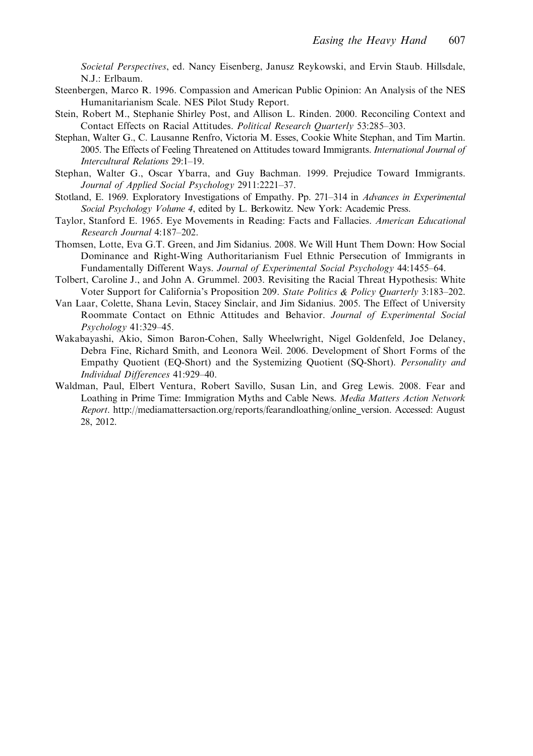*Societal Perspectives*, ed. Nancy Eisenberg, Janusz Reykowski, and Ervin Staub. Hillsdale, N.J.: Erlbaum.

Steenbergen, Marco R. 1996. Compassion and American Public Opinion: An Analysis of the NES Humanitarianism Scale. NES Pilot Study Report.

Stein, Robert M., Stephanie Shirley Post, and Allison L. Rinden. 2000. Reconciling Context and Contact Effects on Racial Attitudes. *Political Research Quarterly* 53:285–303.

Stephan, Walter G., C. Lausanne Renfro, Victoria M. Esses, Cookie White Stephan, and Tim Martin. 2005. The Effects of Feeling Threatened on Attitudes toward Immigrants. *International Journal of Intercultural Relations* 29:1–19.

Stephan, Walter G., Oscar Ybarra, and Guy Bachman. 1999. Prejudice Toward Immigrants. *Journal of Applied Social Psychology* 2911:2221–37.

Stotland, E. 1969. Exploratory Investigations of Empathy. Pp. 271–314 in *Advances in Experimental Social Psychology Volume 4*, edited by L. Berkowitz. New York: Academic Press.

Taylor, Stanford E. 1965. Eye Movements in Reading: Facts and Fallacies. *American Educational Research Journal* 4:187–202.

Thomsen, Lotte, Eva G.T. Green, and Jim Sidanius. 2008. We Will Hunt Them Down: How Social Dominance and Right-Wing Authoritarianism Fuel Ethnic Persecution of Immigrants in Fundamentally Different Ways. *Journal of Experimental Social Psychology* 44:1455–64.

Tolbert, Caroline J., and John A. Grummel. 2003. Revisiting the Racial Threat Hypothesis: White Voter Support for California's Proposition 209. *State Politics & Policy Quarterly* 3:183–202.

Van Laar, Colette, Shana Levin, Stacey Sinclair, and Jim Sidanius. 2005. The Effect of University Roommate Contact on Ethnic Attitudes and Behavior. *Journal of Experimental Social Psychology* 41:329–45.

Wakabayashi, Akio, Simon Baron-Cohen, Sally Wheelwright, Nigel Goldenfeld, Joe Delaney, Debra Fine, Richard Smith, and Leonora Weil. 2006. Development of Short Forms of the Empathy Quotient (EQ-Short) and the Systemizing Quotient (SQ-Short). *Personality and Individual Differences* 41:929–40.

Waldman, Paul, Elbert Ventura, Robert Savillo, Susan Lin, and Greg Lewis. 2008. Fear and Loathing in Prime Time: Immigration Myths and Cable News. *Media Matters Action Network Report*. http://mediamattersaction.org/reports/fearandloathing/online_version. Accessed: August 28, 2012.